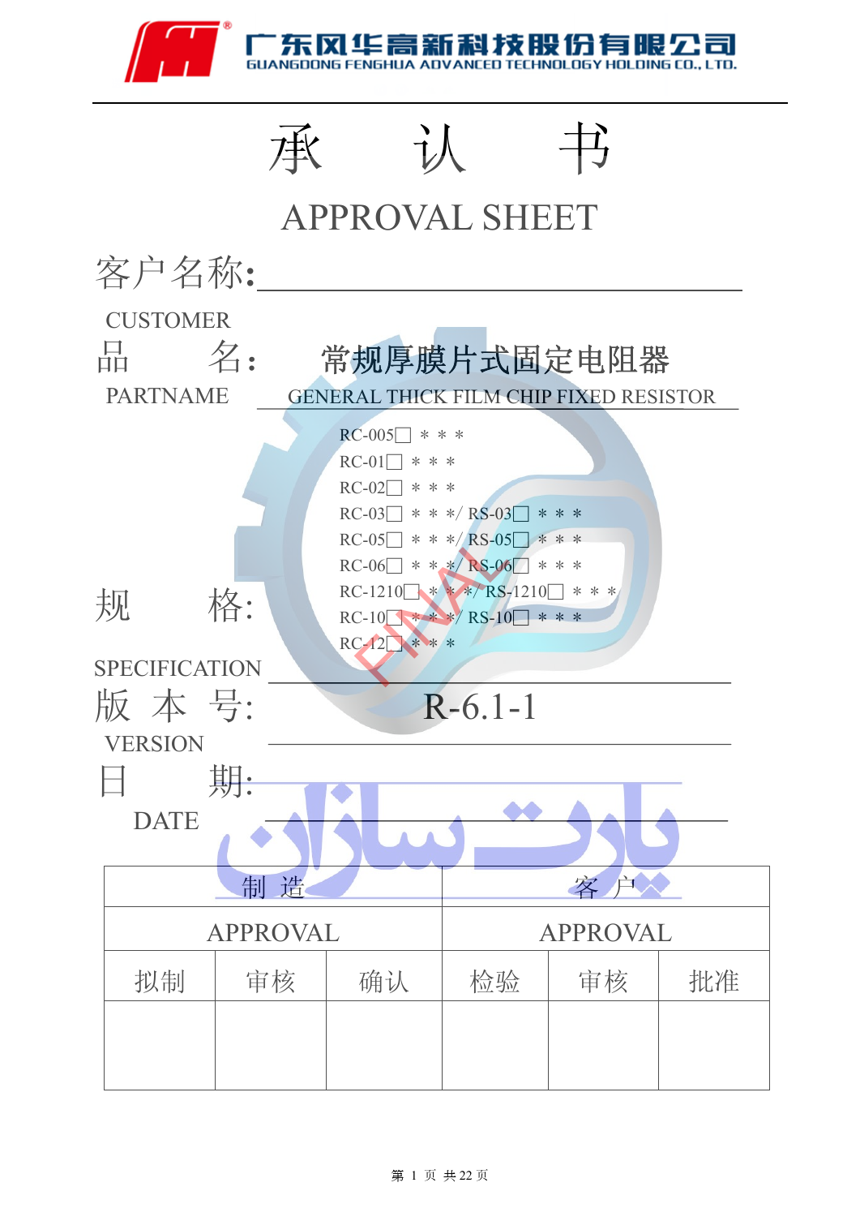广东风华高新科技股份有限公司
GUANGDONG FENGHUA ADVANCED TECHNOLOGY HOLDING CO., LTD.

# 承　认　书

# APPROVAL SHEET

客户名称:
CUSTOMER

品　　名:　常规厚膜片式固定电阻器
PARTNAME　GENERAL THICK FILM CHIP FIXED RESISTOR

规　　格:
SPECIFICATION

RC-005□ ＊＊＊
RC-01□ ＊＊＊
RC-02□ ＊＊＊
RC-03□ ＊＊＊/ RS-03□ ＊＊＊
RC-05□ ＊＊＊/ RS-05□ ＊＊＊
RC-06□ ＊＊＊/ RS-06□ ＊＊＊
RC-1210□ ＊＊＊/ RS-1210□ ＊＊＊
RC-10□ ＊＊＊/ RS-10□ ＊＊＊
RC-12□ ＊＊＊

版 本 号:　R-6.1-1
VERSION

日　　期:
DATE

| 制 造 | | | 客 户 | | |
|---|---|---|---|---|---|
| APPROVAL | | | APPROVAL | | |
| 拟制 | 审核 | 确认 | 检验 | 审核 | 批准 |
| | | | | | |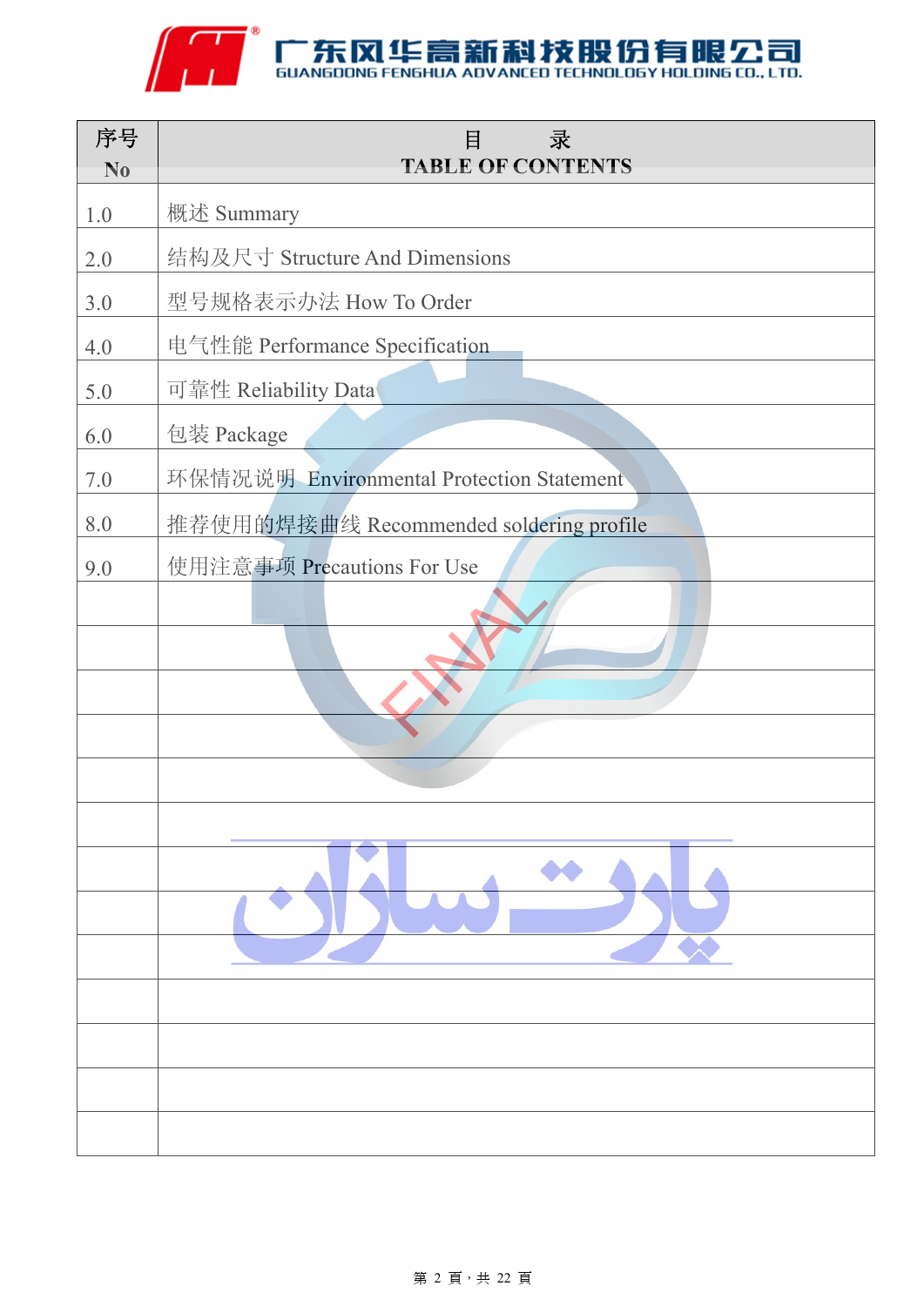| 序号 No | 目　　录 TABLE OF CONTENTS |
|---|---|
| 1.0 | 概述 Summary |
| 2.0 | 结构及尺寸 Structure And Dimensions |
| 3.0 | 型号规格表示办法 How To Order |
| 4.0 | 电气性能 Performance Specification |
| 5.0 | 可靠性 Reliability Data |
| 6.0 | 包装 Package |
| 7.0 | 环保情况说明 Environmental Protection Statement |
| 8.0 | 推荐使用的焊接曲线 Recommended soldering profile |
| 9.0 | 使用注意事项 Precautions For Use |
| | |
| | |
| | |
| | |
| | |
| | |
| | |
| | |
| | |
| | |
| | |
| | |
| | |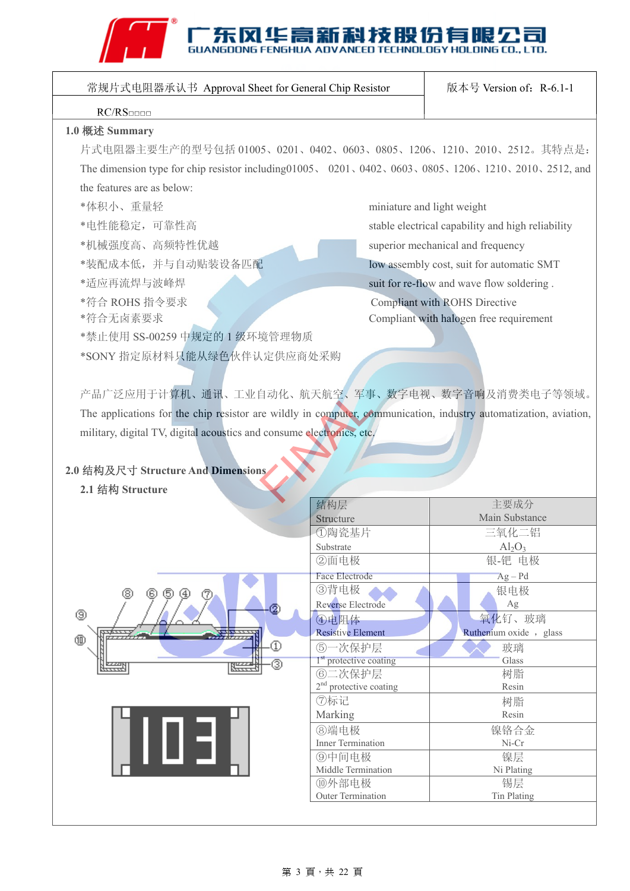| 常规片式电阻器承认书 Approval Sheet for General Chip Resistor | 版本号 Version of：R-6.1-1 |
|---|---|
| RC/RS□□□□ | |

## 1.0 概述 Summary

片式电阻器主要生产的型号包括 01005、0201、0402、0603、0805、1206、1210、2010、2512。其特点是：

The dimension type for chip resistor including01005、 0201、0402、0603、0805、1206、1210、2010、2512, and the features are as below:

- *体积小、重量轻 — miniature and light weight
- *电性能稳定，可靠性高 — stable electrical capability and high reliability
- *机械强度高、高频特性优越 — superior mechanical and frequency
- *装配成本低，并与自动贴装设备匹配 — low assembly cost, suit for automatic SMT
- *适应再流焊与波峰焊 — suit for re-flow and wave flow soldering .
- *符合 ROHS 指令要求 — Compliant with ROHS Directive
- *符合无卤素要求 — Compliant with halogen free requirement
- *禁止使用 SS-00259 中规定的 1 级环境管理物质
- *SONY 指定原材料只能从绿色伙伴认定供应商处采购

产品广泛应用于计算机、通讯、工业自动化、航天航空、军事、数字电视、数字音响及消费类电子等领域。

The applications for the chip resistor are wildly in computer, communication, industry automatization, aviation, military, digital TV, digital acoustics and consume electronics, etc.

## 2.0 结构及尺寸 Structure And Dimensions

### 2.1 结构 Structure

| 结构层 Structure | 主要成分 Main Substance |
|---|---|
| ①陶瓷基片 Substrate | 三氧化二铝 $Al_2O_3$ |
| ②面电极 Face Electrode | 银-钯 电极 Ag – Pd |
| ③背电极 Reverse Electrode | 银电极 Ag |
| ④电阻体 Resistive Element | 氧化钌、玻璃 Ruthenium oxide ， glass |
| ⑤一次保护层 1st protective coating | 玻璃 Glass |
| ⑥二次保护层 2nd protective coating | 树脂 Resin |
| ⑦标记 Marking | 树脂 Resin |
| ⑧端电极 Inner Termination | 镍铬合金 Ni-Cr |
| ⑨中间电极 Middle Termination | 镍层 Ni Plating |
| ⑩外部电极 Outer Termination | 锡层 Tin Plating |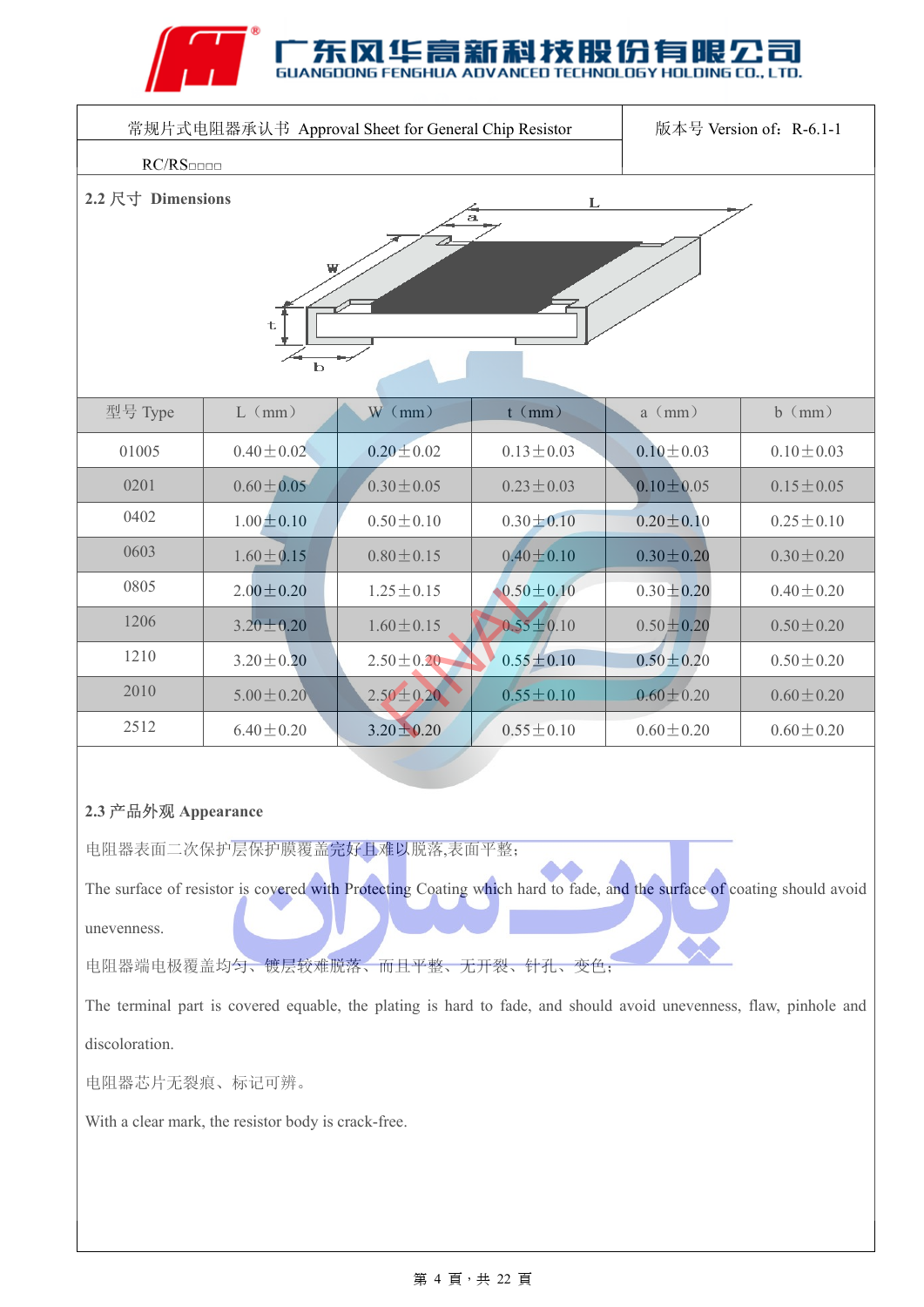| 常规片式电阻器承认书 Approval Sheet for General Chip Resistor | 版本号 Version of：R-6.1-1 |
|---|---|
| RC/RS□□□□ | |

## 2.2 尺寸 Dimensions

| 型号 Type | L（mm） | W（mm） | t（mm） | a（mm） | b（mm） |
|---|---|---|---|---|---|
| 01005 | 0.40±0.02 | 0.20±0.02 | 0.13±0.03 | 0.10±0.03 | 0.10±0.03 |
| 0201 | 0.60±0.05 | 0.30±0.05 | 0.23±0.03 | 0.10±0.05 | 0.15±0.05 |
| 0402 | 1.00±0.10 | 0.50±0.10 | 0.30±0.10 | 0.20±0.10 | 0.25±0.10 |
| 0603 | 1.60±0.15 | 0.80±0.15 | 0.40±0.10 | 0.30±0.20 | 0.30±0.20 |
| 0805 | 2.00±0.20 | 1.25±0.15 | 0.50±0.10 | 0.30±0.20 | 0.40±0.20 |
| 1206 | 3.20±0.20 | 1.60±0.15 | 0.55±0.10 | 0.50±0.20 | 0.50±0.20 |
| 1210 | 3.20±0.20 | 2.50±0.20 | 0.55±0.10 | 0.50±0.20 | 0.50±0.20 |
| 2010 | 5.00±0.20 | 2.50±0.20 | 0.55±0.10 | 0.60±0.20 | 0.60±0.20 |
| 2512 | 6.40±0.20 | 3.20±0.20 | 0.55±0.10 | 0.60±0.20 | 0.60±0.20 |

## 2.3 产品外观 Appearance

电阻器表面二次保护层保护膜覆盖完好且难以脱落,表面平整;

The surface of resistor is covered with Protecting Coating which hard to fade, and the surface of coating should avoid unevenness.

电阻器端电极覆盖均匀、镀层较难脱落、而且平整、无开裂、针孔、变色;

The terminal part is covered equable, the plating is hard to fade, and should avoid unevenness, flaw, pinhole and discoloration.

电阻器芯片无裂痕、标记可辨。

With a clear mark, the resistor body is crack-free.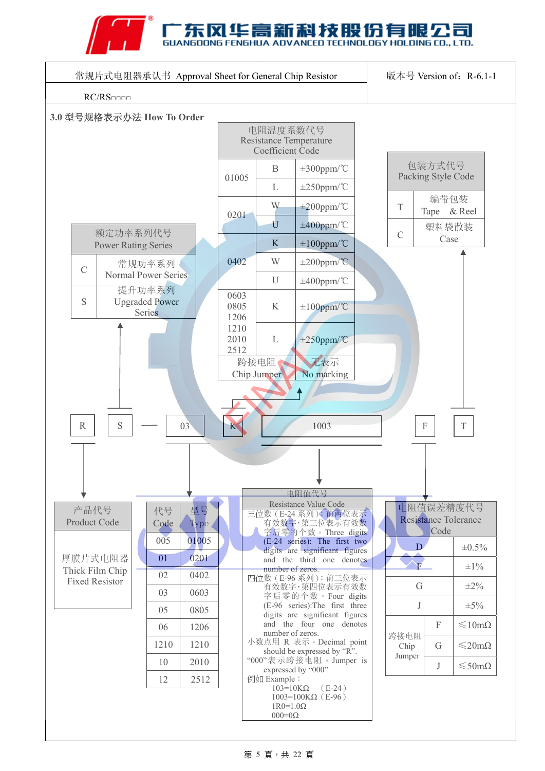# 广东风华高新科技股份有限公司
GUANGDONG FENGHUA ADVANCED TECHNOLOGY HOLDING CO., LTD.

| 常规片式电阻器承认书 Approval Sheet for General Chip Resistor | 版本号 Version of：R-6.1-1 |
|---|---|
| RC/RS□□□□ | |

## 3.0 型号规格表示办法 How To Order

R S — 03 K 1003 F T

**电阻温度系数代号 Resistance Temperature Coefficient Code**

| | | |
|---|---|---|
| 01005 | B | ±300ppm/℃ |
| | L | ±250ppm/℃ |
| 0201 | W | ±200ppm/℃ |
| | U | ±400ppm/℃ |
| 0402 | K | ±100ppm/℃ |
| | W | ±200ppm/℃ |
| | U | ±400ppm/℃ |
| 0603 0805 1206 1210 2010 2512 | K | ±100ppm/℃ |
| | L | ±250ppm/℃ |
| 跨接电阻 Chip Jumper | | 无表示 No marking |

**包装方式代号 Packing Style Code**

| | |
|---|---|
| T | 编带包装 Tape & Reel |
| C | 塑料袋散装 Case |

**额定功率系列代号 Power Rating Series**

| | |
|---|---|
| C | 常规功率系列 Normal Power Series |
| S | 提升功率系列 Upgraded Power Series |

**产品代号 Product Code**

厚膜片式电阻器 Thick Film Chip Fixed Resistor

| 代号 Code | 型号 Type |
|---|---|
| 005 | 01005 |
| 01 | 0201 |
| 02 | 0402 |
| 03 | 0603 |
| 05 | 0805 |
| 06 | 1206 |
| 1210 | 1210 |
| 10 | 2010 |
| 12 | 2512 |

**电阻值代号 Resistance Value Code**

三位数（E-24 系列）：前两位表示有效数字，第三位表示有效数字后零的个数。Three digits (E-24 series): The first two digits are significant figures and the third one denotes number of zeros.

四位数（E-96 系列）：前三位表示有效数字，第四位表示有效数字后零的个数。Four digits (E-96 series):The first three digits are significant figures and the four one denotes number of zeros.

小数点用 R 表示。Decimal point should be expressed by "R".

"000"表示跨接电阻。Jumper is expressed by "000"

例如 Example：

103=10KΩ （E-24）
1003=100KΩ（E-96）
1R0=1.0Ω
000=0Ω

**电阻值误差精度代号 Resistance Tolerance Code**

| | | |
|---|---|---|
| D | | ±0.5% |
| F | | ±1% |
| G | | ±2% |
| J | | ±5% |
| 跨接电阻 Chip Jumper | F | ≤10mΩ |
| | G | ≤20mΩ |
| | J | ≤50mΩ |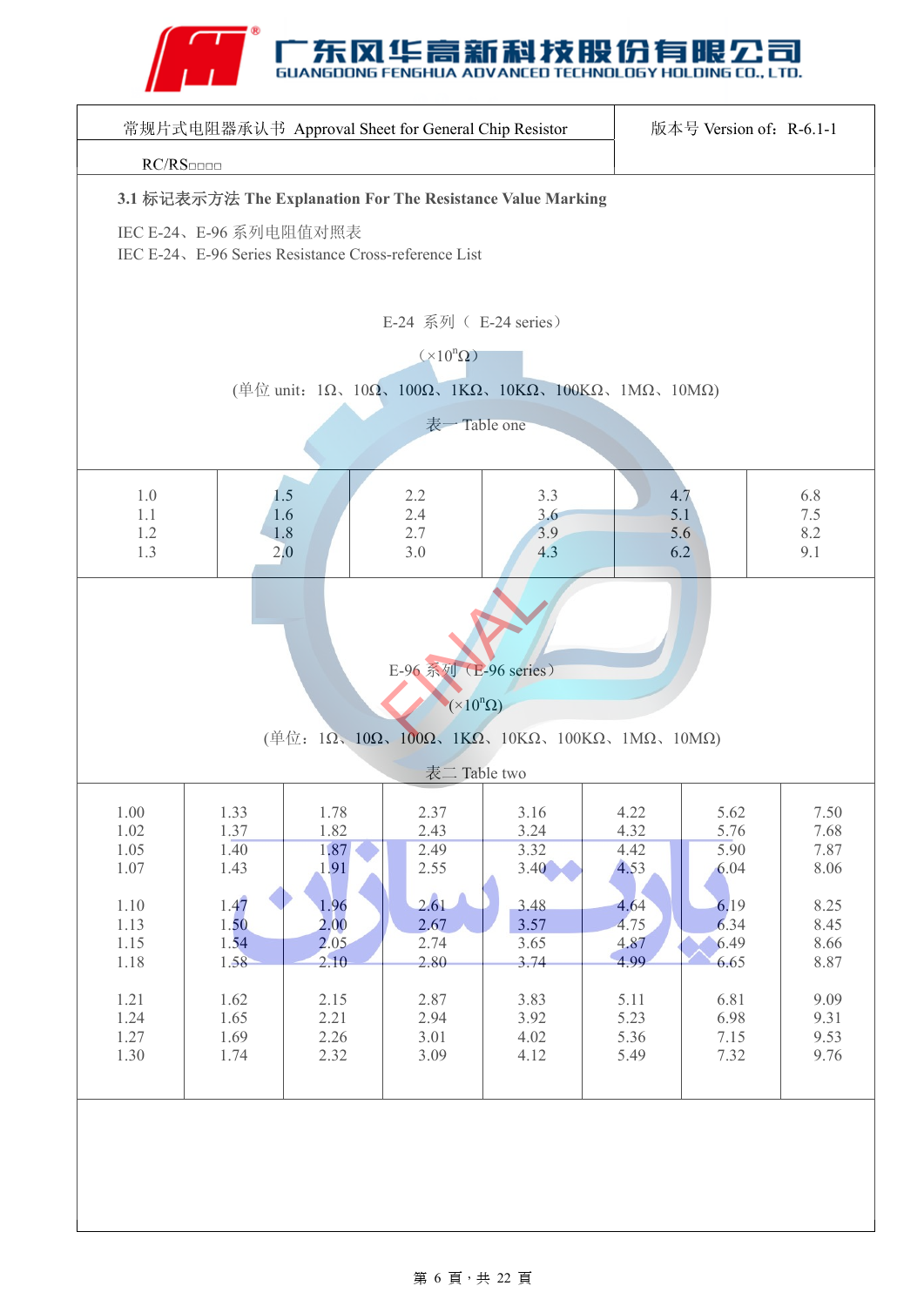常规片式电阻器承认书 Approval Sheet for General Chip Resistor | 版本号 Version of：R-6.1-1

RC/RS□□□□

### 3.1 标记表示方法 The Explanation For The Resistance Value Marking

IEC E-24、E-96 系列电阻值对照表
IEC E-24、E-96 Series Resistance Cross-reference List

E-24 系列（ E-24 series）

（×$10^n$Ω）

(单位 unit：1Ω、10Ω、100Ω、1KΩ、10KΩ、100KΩ、1MΩ、10MΩ)

表一 Table one

| | | | | | |
|---|---|---|---|---|---|
| 1.0 | 1.5 | 2.2 | 3.3 | 4.7 | 6.8 |
| 1.1 | 1.6 | 2.4 | 3.6 | 5.1 | 7.5 |
| 1.2 | 1.8 | 2.7 | 3.9 | 5.6 | 8.2 |
| 1.3 | 2.0 | 3.0 | 4.3 | 6.2 | 9.1 |

E-96 系列（E-96 series）

(×$10^n$Ω)

(单位：1Ω、10Ω、100Ω、1KΩ、10KΩ、100KΩ、1MΩ、10MΩ)

表二 Table two

| | | | | | | | |
|---|---|---|---|---|---|---|---|
| 1.00 | 1.33 | 1.78 | 2.37 | 3.16 | 4.22 | 5.62 | 7.50 |
| 1.02 | 1.37 | 1.82 | 2.43 | 3.24 | 4.32 | 5.76 | 7.68 |
| 1.05 | 1.40 | 1.87 | 2.49 | 3.32 | 4.42 | 5.90 | 7.87 |
| 1.07 | 1.43 | 1.91 | 2.55 | 3.40 | 4.53 | 6.04 | 8.06 |
| 1.10 | 1.47 | 1.96 | 2.61 | 3.48 | 4.64 | 6.19 | 8.25 |
| 1.13 | 1.50 | 2.00 | 2.67 | 3.57 | 4.75 | 6.34 | 8.45 |
| 1.15 | 1.54 | 2.05 | 2.74 | 3.65 | 4.87 | 6.49 | 8.66 |
| 1.18 | 1.58 | 2.10 | 2.80 | 3.74 | 4.99 | 6.65 | 8.87 |
| 1.21 | 1.62 | 2.15 | 2.87 | 3.83 | 5.11 | 6.81 | 9.09 |
| 1.24 | 1.65 | 2.21 | 2.94 | 3.92 | 5.23 | 6.98 | 9.31 |
| 1.27 | 1.69 | 2.26 | 3.01 | 4.02 | 5.36 | 7.15 | 9.53 |
| 1.30 | 1.74 | 2.32 | 3.09 | 4.12 | 5.49 | 7.32 | 9.76 |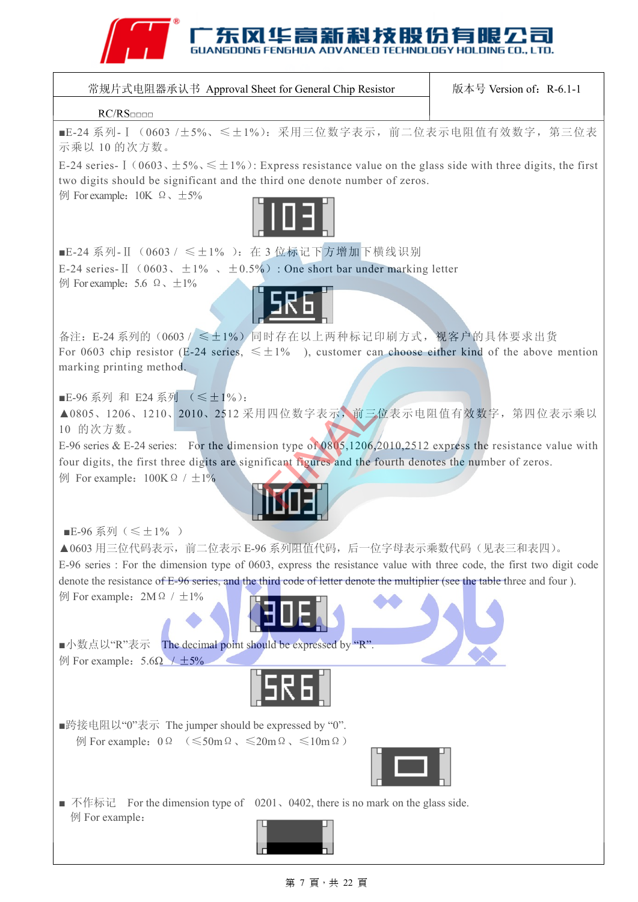| 常规片式电阻器承认书 Approval Sheet for General Chip Resistor | 版本号 Version of：R-6.1-1 |
| --- | --- |
| RC/RS□□□□ | |

■E-24 系列-Ⅰ（0603 /±5%、≤±1%）：采用三位数字表示，前二位表示电阻值有效数字，第三位表示乘以 10 的次方数。

E-24 series-Ⅰ(0603、±5%、≤±1%): Express resistance value on the glass side with three digits, the first two digits should be significant and the third one denote number of zeros.

例 For example：10K Ω、±5%

103

■E-24 系列-Ⅱ（0603 / ≤±1% ）：在 3 位标记下方增加下横线识别

E-24 series-Ⅱ（0603、±1% 、±0.5%）: One short bar under marking letter

例 For example：5.6 Ω、±1%

5R6

备注：E-24 系列的（0603 / ≤±1%）同时存在以上两种标记印刷方式，视客户的具体要求出货

For 0603 chip resistor (E-24 series, ≤±1% ), customer can choose either kind of the above mention marking printing method.

■E-96 系列 和 E24 系列 （≤±1%）：

▲0805、1206、1210、2010、2512 采用四位数字表示，前三位表示电阻值有效数字，第四位表示乘以 10 的次方数。

E-96 series & E-24 series: For the dimension type of 0805,1206,2010,2512 express the resistance value with four digits, the first three digits are significant figures and the fourth denotes the number of zeros.

例 For example：100KΩ / ±1%

1003

■E-96 系列（≤±1% ）

▲0603 用三位代码表示，前二位表示 E-96 系列阻值代码，后一位字母表示乘数代码（见表三和表四）。

E-96 series : For the dimension type of 0603, express the resistance value with three code, the first two digit code denote the resistance of E-96 series, and the third code of letter denote the multiplier (see the table three and four ).

例 For example：2MΩ / ±1%

30E

■小数点以“R”表示 The decimal point should be expressed by “R”.

例 For example：5.6Ω / ±5%

5R6

■跨接电阻以“0”表示 The jumper should be expressed by “0”.

例 For example：0Ω （≤50mΩ、≤20mΩ、≤10mΩ）

■ 不作标记 For the dimension type of 0201、0402, there is no mark on the glass side.

例 For example：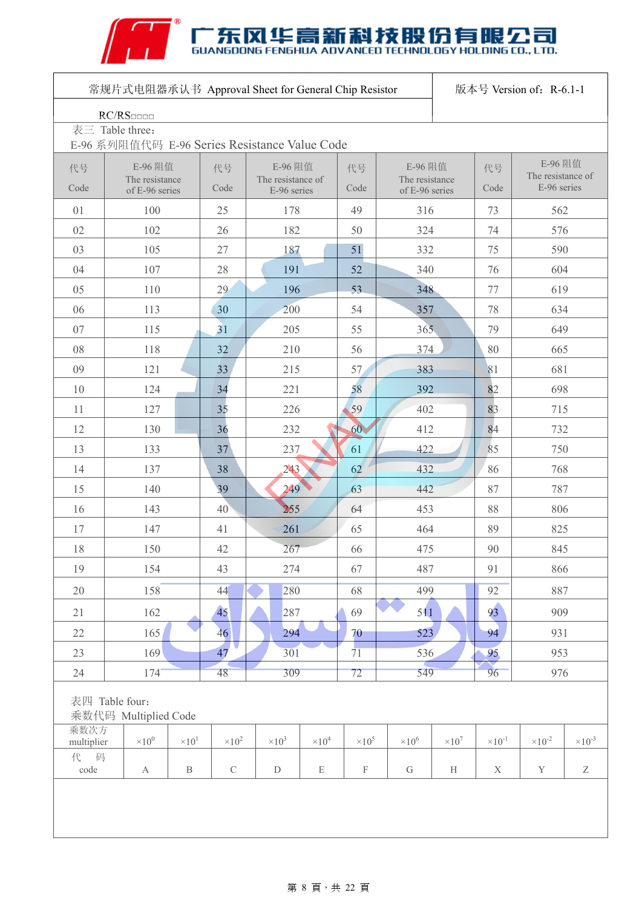广东风华高新科技股份有限公司
GUANGDONG FENGHUA ADVANCED TECHNOLOGY HOLDING CO., LTD.

| 常规片式电阻器承认书 Approval Sheet for General Chip Resistor | 版本号 Version of：R-6.1-1 |
|---|---|
| RC/RS□□□□ | |

表三 Table three：

E-96 系列阻值代码 E-96 Series Resistance Value Code

| 代号 Code | E-96 阻值 The resistance of E-96 series | 代号 Code | E-96 阻值 The resistance of E-96 series | 代号 Code | E-96 阻值 The resistance of E-96 series | 代号 Code | E-96 阻值 The resistance of E-96 series |
|---|---|---|---|---|---|---|---|
| 01 | 100 | 25 | 178 | 49 | 316 | 73 | 562 |
| 02 | 102 | 26 | 182 | 50 | 324 | 74 | 576 |
| 03 | 105 | 27 | 187 | 51 | 332 | 75 | 590 |
| 04 | 107 | 28 | 191 | 52 | 340 | 76 | 604 |
| 05 | 110 | 29 | 196 | 53 | 348 | 77 | 619 |
| 06 | 113 | 30 | 200 | 54 | 357 | 78 | 634 |
| 07 | 115 | 31 | 205 | 55 | 365 | 79 | 649 |
| 08 | 118 | 32 | 210 | 56 | 374 | 80 | 665 |
| 09 | 121 | 33 | 215 | 57 | 383 | 81 | 681 |
| 10 | 124 | 34 | 221 | 58 | 392 | 82 | 698 |
| 11 | 127 | 35 | 226 | 59 | 402 | 83 | 715 |
| 12 | 130 | 36 | 232 | 60 | 412 | 84 | 732 |
| 13 | 133 | 37 | 237 | 61 | 422 | 85 | 750 |
| 14 | 137 | 38 | 243 | 62 | 432 | 86 | 768 |
| 15 | 140 | 39 | 249 | 63 | 442 | 87 | 787 |
| 16 | 143 | 40 | 255 | 64 | 453 | 88 | 806 |
| 17 | 147 | 41 | 261 | 65 | 464 | 89 | 825 |
| 18 | 150 | 42 | 267 | 66 | 475 | 90 | 845 |
| 19 | 154 | 43 | 274 | 67 | 487 | 91 | 866 |
| 20 | 158 | 44 | 280 | 68 | 499 | 92 | 887 |
| 21 | 162 | 45 | 287 | 69 | 511 | 93 | 909 |
| 22 | 165 | 46 | 294 | 70 | 523 | 94 | 931 |
| 23 | 169 | 47 | 301 | 71 | 536 | 95 | 953 |
| 24 | 174 | 48 | 309 | 72 | 549 | 96 | 976 |

表四 Table four：

乘数代码 Multiplied Code

| 乘数次方 multiplier | $\times10^{0}$ | $\times10^{1}$ | $\times10^{2}$ | $\times10^{3}$ | $\times10^{4}$ | $\times10^{5}$ | $\times10^{6}$ | $\times10^{7}$ | $\times10^{-1}$ | $\times10^{-2}$ | $\times10^{-3}$ |
|---|---|---|---|---|---|---|---|---|---|---|---|
| 代 码 code | A | B | C | D | E | F | G | H | X | Y | Z |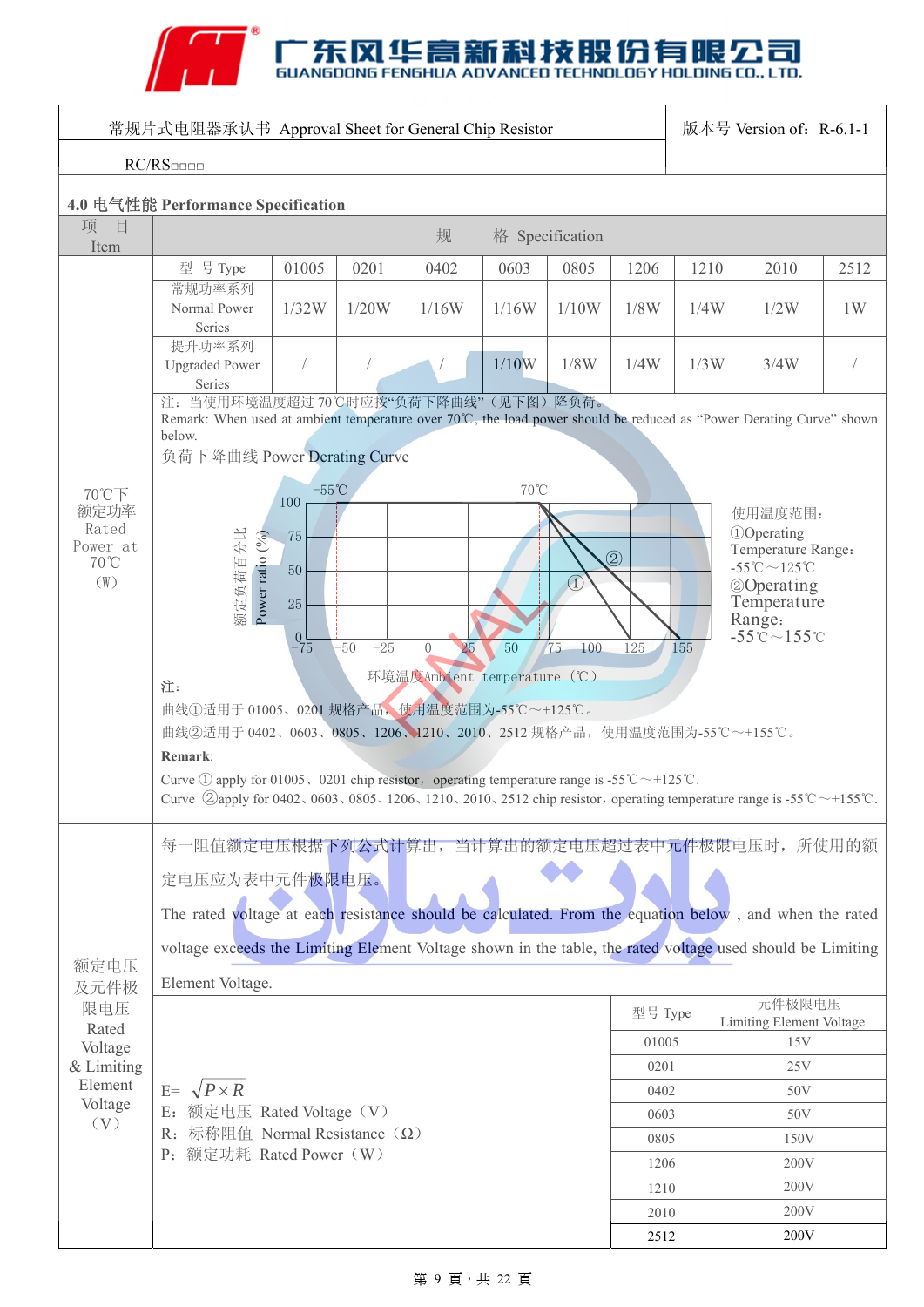广东风华高新科技股份有限公司
GUANGDONG FENGHUA ADVANCED TECHNOLOGY HOLDING CO., LTD.

| 常规片式电阻器承认书 Approval Sheet for General Chip Resistor | 版本号 Version of：R-6.1-1 |
|---|---|
| RC/RS□□□□ | |

## 4.0 电气性能 Performance Specification

| 项 目 Item | 规 格 Specification | | | | | | | | | |
|---|---|---|---|---|---|---|---|---|---|---|
| 70℃下额定功率 Rated Power at 70℃（W） | 型 号 Type | 01005 | 0201 | 0402 | 0603 | 0805 | 1206 | 1210 | 2010 | 2512 |
| | 常规功率系列 Normal Power Series | 1/32W | 1/20W | 1/16W | 1/16W | 1/10W | 1/8W | 1/4W | 1/2W | 1W |
| | 提升功率系列 Upgraded Power Series | / | / | / | 1/10W | 1/8W | 1/4W | 1/3W | 3/4W | / |

注：当使用环境温度超过 70℃时应按"负荷下降曲线"（见下图）降负荷。
Remark: When used at ambient temperature over 70℃, the load power should be reduced as "Power Derating Curve" shown below.

负荷下降曲线 Power Derating Curve

额定负荷百分比 Power ratio (%): 100, 75, 50, 25, 0
-55℃ 70℃
环境温度 Ambient temperature（℃）: -75, -50, -25, 0, 25, 50, 75, 100, 125, 155

使用温度范围：
①Operating Temperature Range：-55℃～125℃
②Operating Temperature Range：-55℃～155℃

注：

曲线①适用于 01005、0201 规格产品，使用温度范围为-55℃～+125℃。

曲线②适用于 0402、0603、0805、1206、1210、2010、2512 规格产品，使用温度范围为-55℃～+155℃。

**Remark**:

Curve ① apply for 01005、0201 chip resistor，operating temperature range is -55℃～+125℃.

Curve ②apply for 0402、0603、0805、1206、1210、2010、2512 chip resistor，operating temperature range is -55℃～+155℃.

### 额定电压及元件极限电压 Rated Voltage & Limiting Element Voltage（V）

每一阻值额定电压根据下列公式计算出，当计算出的额定电压超过表中元件极限电压时，所使用的额定电压应为表中元件极限电压。

The rated voltage at each resistance should be calculated. From the equation below , and when the rated voltage exceeds the Limiting Element Voltage shown in the table, the rated voltage used should be Limiting Element Voltage.

E= $\sqrt{P \times R}$

E：额定电压 Rated Voltage（V）

R：标称阻值 Normal Resistance（Ω）

P：额定功耗 Rated Power（W）

| 型号 Type | 元件极限电压 Limiting Element Voltage |
|---|---|
| 01005 | 15V |
| 0201 | 25V |
| 0402 | 50V |
| 0603 | 50V |
| 0805 | 150V |
| 1206 | 200V |
| 1210 | 200V |
| 2010 | 200V |
| 2512 | 200V |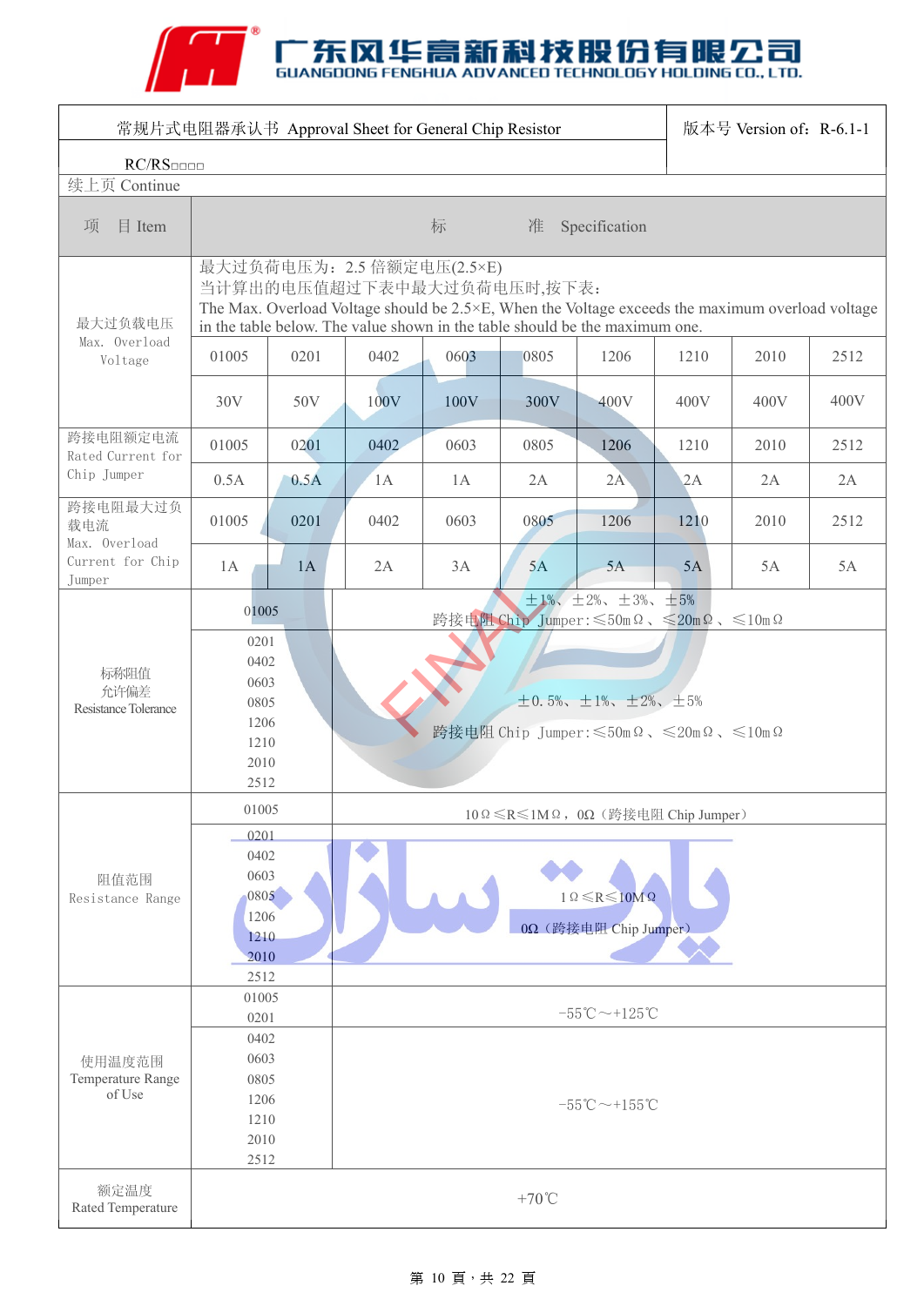| 常规片式电阻器承认书 Approval Sheet for General Chip Resistor | 版本号 Version of：R-6.1-1 |
|---|---|
| RC/RS□□□□ | |

续上页 Continue

| 项　目 Item | 标　准 Specification | | | | | | | | |
|---|---|---|---|---|---|---|---|---|---|
| 最大过负载电压 Max. Overload Voltage | 最大过负荷电压为：2.5 倍额定电压(2.5×E)<br>当计算出的电压值超过下表中最大过负荷电压时,按下表：<br>The Max. Overload Voltage should be 2.5×E, When the Voltage exceeds the maximum overload voltage in the table below. The value shown in the table should be the maximum one. | | | | | | | | |
| | 01005 | 0201 | 0402 | 0603 | 0805 | 1206 | 1210 | 2010 | 2512 |
| | 30V | 50V | 100V | 100V | 300V | 400V | 400V | 400V | 400V |
| 跨接电阻额定电流 Rated Current for Chip Jumper | 01005 | 0201 | 0402 | 0603 | 0805 | 1206 | 1210 | 2010 | 2512 |
| | 0.5A | 0.5A | 1A | 1A | 2A | 2A | 2A | 2A | 2A |
| 跨接电阻最大过负载电流 Max. Overload Current for Chip Jumper | 01005 | 0201 | 0402 | 0603 | 0805 | 1206 | 1210 | 2010 | 2512 |
| | 1A | 1A | 2A | 3A | 5A | 5A | 5A | 5A | 5A |
| 标称阻值允许偏差 Resistance Tolerance | 01005 | ±1%、±2%、±3%、±5%<br>跨接电阻 Chip Jumper:≤50mΩ、≤20mΩ、≤10mΩ | | | | | | | |
| | 0201<br>0402<br>0603<br>0805<br>1206<br>1210<br>2010<br>2512 | ±0.5%、±1%、±2%、±5%<br>跨接电阻 Chip Jumper:≤50mΩ、≤20mΩ、≤10mΩ | | | | | | | |
| 阻值范围 Resistance Range | 01005 | 10Ω≤R≤1MΩ，0Ω（跨接电阻 Chip Jumper） | | | | | | | |
| | 0201<br>0402<br>0603<br>0805<br>1206<br>1210<br>2010<br>2512 | 1Ω≤R≤10MΩ<br>0Ω（跨接电阻 Chip Jumper） | | | | | | | |
| 使用温度范围 Temperature Range of Use | 01005<br>0201 | -55℃～+125℃ | | | | | | | |
| | 0402<br>0603<br>0805<br>1206<br>1210<br>2010<br>2512 | -55℃～+155℃ | | | | | | | |
| 额定温度 Rated Temperature | +70℃ | | | | | | | | |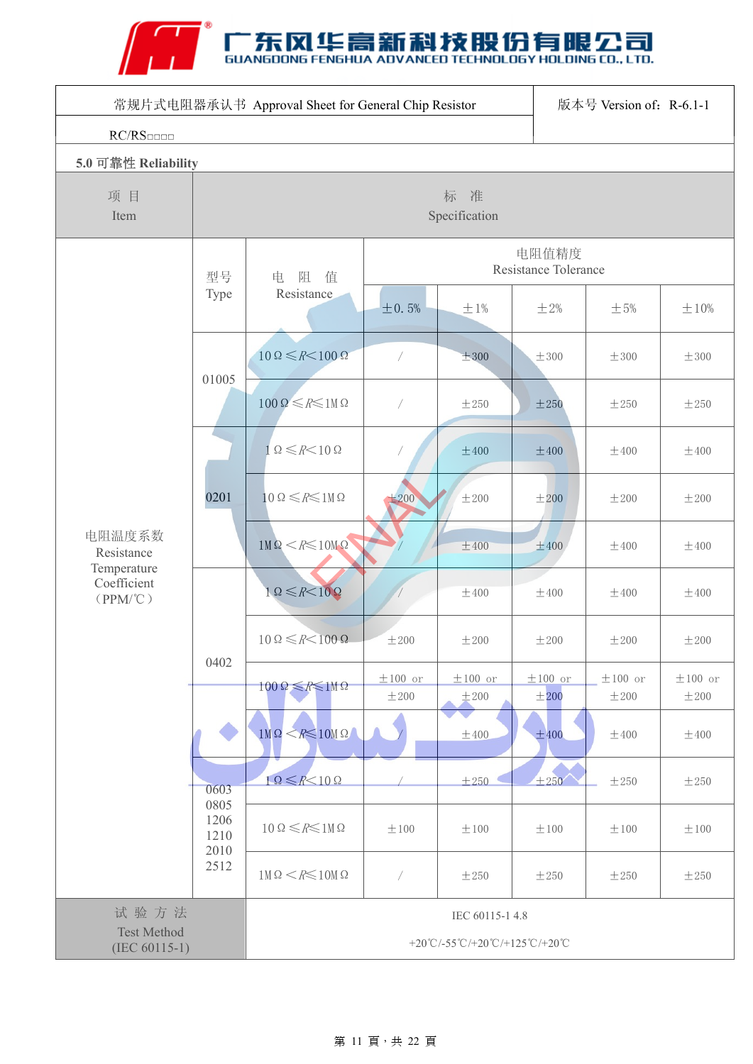| 常规片式电阻器承认书 Approval Sheet for General Chip Resistor | 版本号 Version of：R-6.1-1 |
|---|---|
| RC/RS□□□□ | |

**5.0 可靠性 Reliability**

| 项 目 Item | 标 准 Specification | | | | | | |
|---|---|---|---|---|---|---|---|
| 电阻温度系数 Resistance Temperature Coefficient （PPM/℃） | 型号 Type | 电 阻 值 Resistance | 电阻值精度 Resistance Tolerance | | | | |
| | | | ±0.5% | ±1% | ±2% | ±5% | ±10% |
| | 01005 | 10Ω≤R<100Ω | / | ±300 | ±300 | ±300 | ±300 |
| | | 100Ω≤R≤1MΩ | / | ±250 | ±250 | ±250 | ±250 |
| | 0201 | 1Ω≤R<10Ω | / | ±400 | ±400 | ±400 | ±400 |
| | | 10Ω≤R≤1MΩ | ±200 | ±200 | ±200 | ±200 | ±200 |
| | | 1MΩ<R≤10MΩ | / | ±400 | ±400 | ±400 | ±400 |
| | 0402 | 1Ω≤R<10Ω | / | ±400 | ±400 | ±400 | ±400 |
| | | 10Ω≤R<100Ω | ±200 | ±200 | ±200 | ±200 | ±200 |
| | | 100Ω≤R≤1MΩ | ±100 or ±200 | ±100 or ±200 | ±100 or ±200 | ±100 or ±200 | ±100 or ±200 |
| | | 1MΩ<R≤10MΩ | / | ±400 | ±400 | ±400 | ±400 |
| | 0603 0805 1206 1210 2010 2512 | 1Ω≤R<10Ω | / | ±250 | ±250 | ±250 | ±250 |
| | | 10Ω≤R≤1MΩ | ±100 | ±100 | ±100 | ±100 | ±100 |
| | | 1MΩ<R≤10MΩ | / | ±250 | ±250 | ±250 | ±250 |
| 试 验 方 法 Test Method (IEC 60115-1) | IEC 60115-1 4.8<br>+20℃/-55℃/+20℃/+125℃/+20℃ | | | | | | |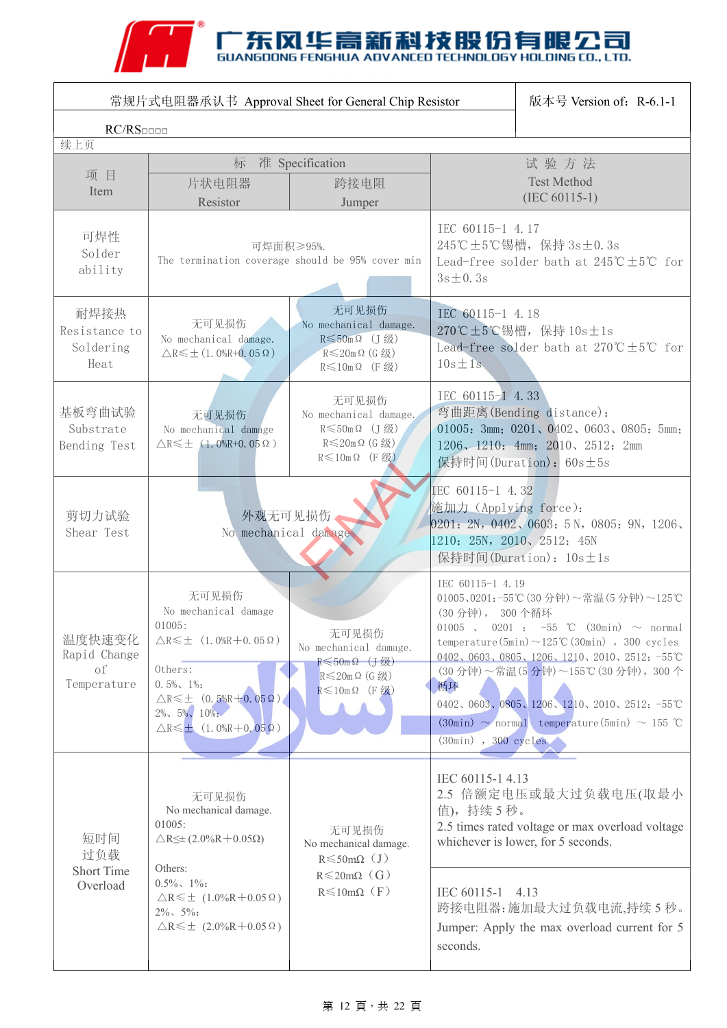| 常规片式电阻器承认书 Approval Sheet for General Chip Resistor | | | 版本号 Version of：R-6.1-1 |
|---|---|---|---|
| RC/RS□□□□ | | | |
| 续上页 | | | |
| 项 目 Item | 标 准 Specification | | 试 验 方 法 Test Method (IEC 60115-1) |
| | 片状电阻器 Resistor | 跨接电阻 Jumper | |
| 可焊性 Solder ability | 可焊面积≥95%. The termination coverage should be 95% cover min | | IEC 60115-1 4.17<br>245℃±5℃锡槽，保持 3s±0.3s<br>Lead-free solder bath at 245℃±5℃ for 3s±0.3s |
| 耐焊接热 Resistance to Soldering Heat | 无可见损伤<br>No mechanical damage.<br>△R≤±(1.0%R+0.05Ω) | 无可见损伤<br>No mechanical damage.<br>R≤50mΩ (J 级)<br>R≤20mΩ (G 级)<br>R≤10mΩ (F 级) | IEC 60115-1 4.18<br>270℃±5℃锡槽，保持 10s±1s<br>Lead-free solder bath at 270℃±5℃ for 10s±1s |
| 基板弯曲试验 Substrate Bending Test | 无可见损伤<br>No mechanical damage<br>△R≤± (1.0%R+0.05Ω) | 无可见损伤<br>No mechanical damage.<br>R≤50mΩ (J 级)<br>R≤20mΩ (G 级)<br>R≤10mΩ (F 级) | IEC 60115-1 4.33<br>弯曲距离(Bending distance)：<br>01005：3mm；0201、0402、0603、0805：5mm；1206、1210：4mm；2010、2512：2mm<br>保持时间(Duration)：60s±5s |
| 剪切力试验 Shear Test | 外观无可见损伤<br>No mechanical damage | | IEC 60115-1 4.32<br>施加力（Applying force)：<br>0201：2N，0402、0603：5N，0805：9N，1206、1210：25N，2010、2512：45N<br>保持时间(Duration)：10s±1s |
| 温度快速变化 Rapid Change of Temperature | 无可见损伤<br>No mechanical damage<br>01005:<br>△R≤± (1.0%R+0.05Ω)<br><br>Others:<br>0.5%、1%:<br>△R≤± (0.5%R+0.05Ω)<br>2%、5%、10%:<br>△R≤± (1.0%R+0.05Ω) | 无可见损伤<br>No mechanical damage.<br>R≤50mΩ (J 级)<br>R≤20mΩ (G 级)<br>R≤10mΩ (F 级) | IEC 60115-1 4.19<br>01005、0201：-55℃(30 分钟)～常温(5 分钟)～125℃(30 分钟)， 300 个循环<br>01005 、 0201 ： -55 ℃ (30min) ～ normal temperature(5min)～125℃(30min) ，300 cycles<br>0402、0603、0805、1206、1210、2010、2512：-55℃(30 分钟)～常温(5 分钟)～155℃(30 分钟)，300 个循环<br>0402、0603、0805、1206、1210、2010、2512：-55℃(30min) ～ normal temperature(5min) ～ 155 ℃(30min) ，300 cycles |
| 短时间过负载 Short Time Overload | 无可见损伤<br>No mechanical damage.<br>01005:<br>△R≤±(2.0%R+0.05Ω)<br><br>Others:<br>0.5%、1%:<br>△R≤± (1.0%R+0.05Ω)<br>2%、5%:<br>△R≤± (2.0%R+0.05Ω) | 无可见损伤<br>No mechanical damage.<br>R≤50mΩ（J）<br>R≤20mΩ（G）<br>R≤10mΩ（F） | IEC 60115-1 4.13<br>2.5 倍额定电压或最大过负载电压(取最小值)，持续 5 秒。<br>2.5 times rated voltage or max overload voltage whichever is lower, for 5 seconds.<br><br>IEC 60115-1 4.13<br>跨接电阻器：施加最大过负载电流,持续 5 秒。<br>Jumper: Apply the max overload current for 5 seconds. |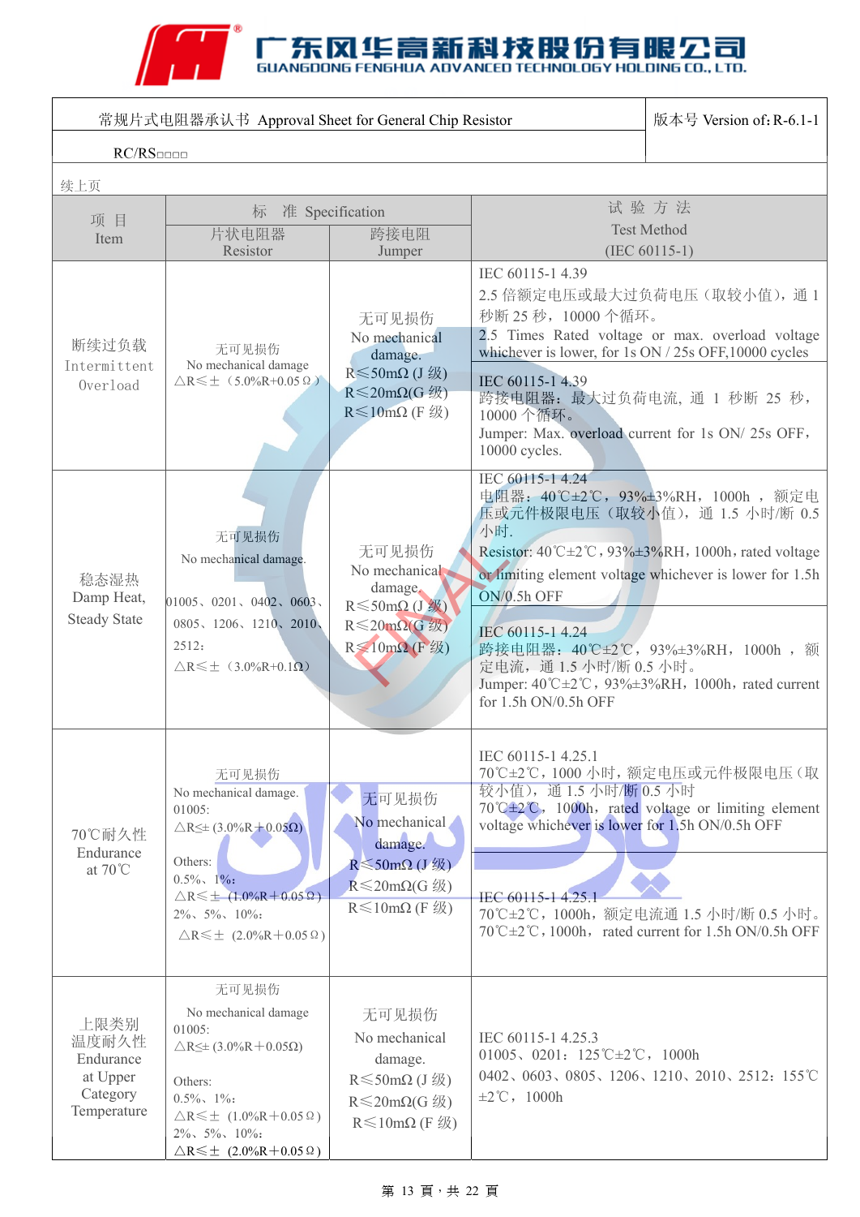# 广东风华高新科技股份有限公司
GUANGDONG FENGHUA ADVANCED TECHNOLOGY HOLDING CO., LTD.

| 常规片式电阻器承认书 Approval Sheet for General Chip Resistor | 版本号 Version of: R-6.1-1 |
|---|---|
| RC/RS□□□□ | |

续上页

| 项 目<br>Item | 标 准 Specification | | 试 验 方 法<br>Test Method<br>(IEC 60115-1) |
|---|---|---|---|
| | 片状电阻器<br>Resistor | 跨接电阻<br>Jumper | |
| 断续过负载<br>Intermittent Overload | 无可见损伤<br>No mechanical damage<br>△R≤±（5.0%R+0.05Ω） | 无可见损伤<br>No mechanical damage.<br>R≤50mΩ (J 级)<br>R≤20mΩ(G 级)<br>R≤10mΩ (F 级) | IEC 60115-1 4.39<br>2.5 倍额定电压或最大过负荷电压（取较小值），通 1 秒断 25 秒，10000 个循环。<br>2.5 Times Rated voltage or max. overload voltage whichever is lower, for 1s ON / 25s OFF,10000 cycles<br><br>IEC 60115-1 4.39<br>跨接电阻器：最大过负荷电流，通 1 秒断 25 秒，10000 个循环。<br>Jumper: Max. overload current for 1s ON/ 25s OFF，10000 cycles. |
| 稳态湿热<br>Damp Heat, Steady State | 无可见损伤<br>No mechanical damage.<br>01005、0201、0402、0603、0805、1206、1210、2010、2512：<br>△R≤±（3.0%R+0.1Ω） | 无可见损伤<br>No mechanical damage.<br>R≤50mΩ (J 级)<br>R≤20mΩ(G 级)<br>R≤10mΩ (F 级) | IEC 60115-1 4.24<br>电阻器：40℃±2℃，93%±3%RH，1000h，额定电压或元件极限电压（取较小值），通 1.5 小时/断 0.5 小时.<br>Resistor: 40℃±2℃，93%±3%RH，1000h，rated voltage or limiting element voltage whichever is lower for 1.5h ON/0.5h OFF<br><br>IEC 60115-1 4.24<br>跨接电阻器：40℃±2℃，93%±3%RH，1000h，额定电流，通 1.5 小时/断 0.5 小时。<br>Jumper: 40℃±2℃，93%±3%RH，1000h，rated current for 1.5h ON/0.5h OFF |
| 70℃耐久性<br>Endurance at 70℃ | 无可见损伤<br>No mechanical damage.<br>01005:<br>△R≤± (3.0%R+0.05Ω)<br><br>Others:<br>0.5%、1%:<br>△R≤±（1.0%R+0.05Ω）<br>2%、5%、10%:<br>△R≤±（2.0%R+0.05Ω） | 无可见损伤<br>No mechanical damage.<br>R≤50mΩ (J 级)<br>R≤20mΩ(G 级)<br>R≤10mΩ (F 级) | IEC 60115-1 4.25.1<br>70℃±2℃，1000 小时，额定电压或元件极限电压（取较小值），通 1.5 小时/断 0.5 小时<br>70℃±2℃，1000h，rated voltage or limiting element voltage whichever is lower for 1.5h ON/0.5h OFF<br><br>IEC 60115-1 4.25.1<br>70℃±2℃，1000h，额定电流通 1.5 小时/断 0.5 小时。<br>70℃±2℃，1000h，rated current for 1.5h ON/0.5h OFF |
| 上限类别温度耐久性<br>Endurance at Upper Category Temperature | 无可见损伤<br>No mechanical damage<br>01005:<br>△R≤± (3.0%R+0.05Ω)<br><br>Others:<br>0.5%、1%:<br>△R≤±（1.0%R+0.05Ω）<br>2%、5%、10%:<br>△R≤±（2.0%R+0.05Ω） | 无可见损伤<br>No mechanical damage.<br>R≤50mΩ (J 级)<br>R≤20mΩ(G 级)<br>R≤10mΩ (F 级) | IEC 60115-1 4.25.3<br>01005、0201：125℃±2℃，1000h<br>0402、0603、0805、1206、1210、2010、2512：155℃±2℃，1000h |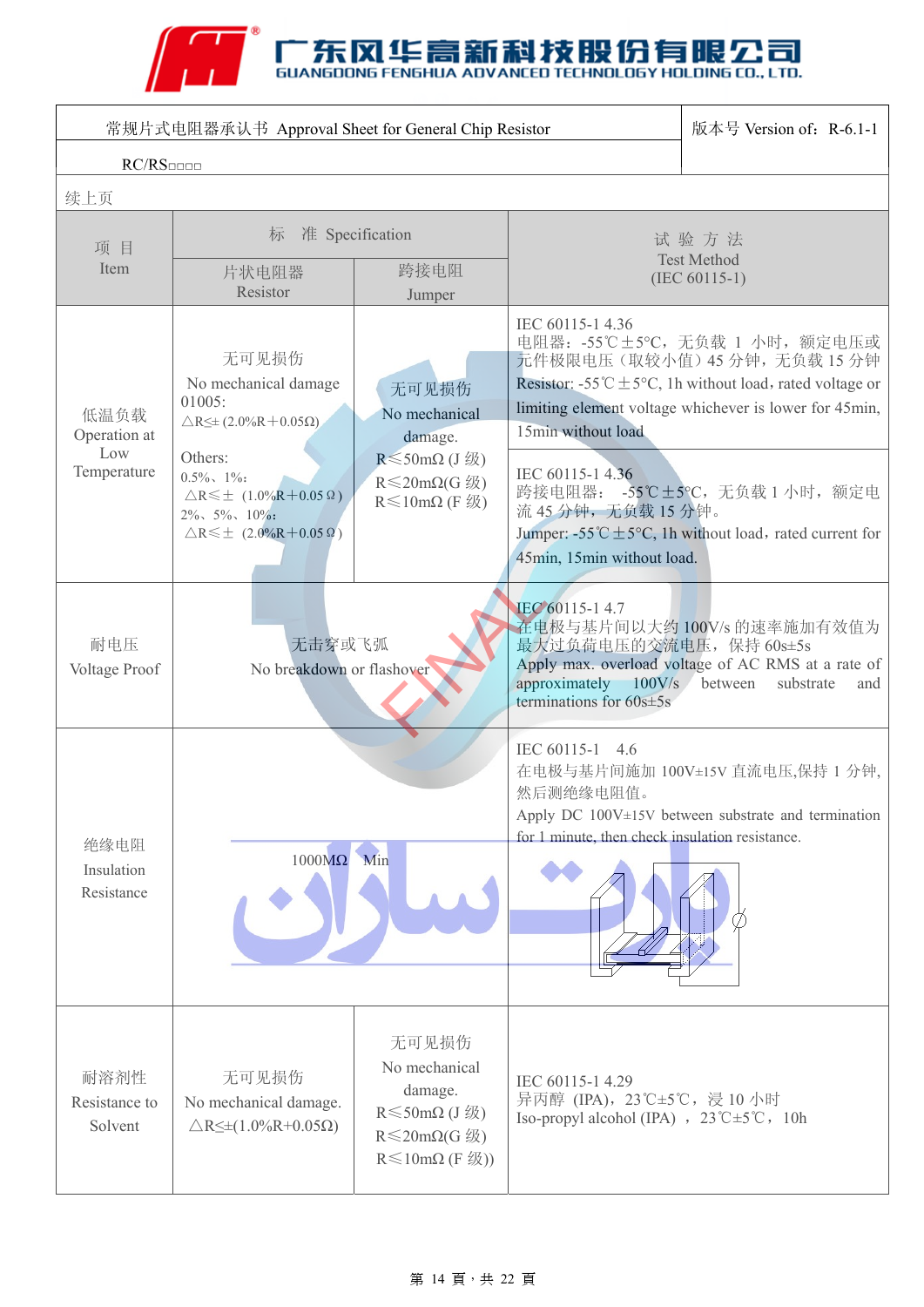广东风华高新科技股份有限公司
GUANGDONG FENGHUA ADVANCED TECHNOLOGY HOLDING CO., LTD.

| 常规片式电阻器承认书 Approval Sheet for General Chip Resistor | 版本号 Version of：R-6.1-1 |
|---|---|
| RC/RS□□□□ | |

续上页

| 项 目 Item | 标 准 Specification | | 试 验 方 法 Test Method (IEC 60115-1) |
|---|---|---|---|
| | 片状电阻器 Resistor | 跨接电阻 Jumper | |
| 低温负载 Operation at Low Temperature | 无可见损伤 No mechanical damage 01005: △R≤± (2.0%R＋0.05Ω) Others: 0.5%、1%: △R≤± (1.0%R＋0.05Ω) 2%、5%、10%: △R≤± (2.0%R＋0.05Ω) | 无可见损伤 No mechanical damage. R≤50mΩ (J 级) R≤20mΩ(G 级) R≤10mΩ (F 级) | IEC 60115-1 4.36 电阻器：-55℃±5°C，无负载 1 小时，额定电压或元件极限电压（取较小值）45 分钟，无负载 15 分钟 Resistor: -55℃±5°C, 1h without load，rated voltage or limiting element voltage whichever is lower for 45min, 15min without load<br>IEC 60115-1 4.36 跨接电阻器： -55℃±5°C，无负载 1 小时，额定电流 45 分钟，无负载 15 分钟。 Jumper: -55℃±5°C, 1h without load，rated current for 45min, 15min without load. |
| 耐电压 Voltage Proof | 无击穿或飞弧 No breakdown or flashover | | IEC 60115-1 4.7 在电极与基片间以大约 100V/s 的速率施加有效值为最大过负荷电压的交流电压，保持 60s±5s Apply max. overload voltage of AC RMS at a rate of approximately 100V/s between substrate and terminations for 60s±5s |
| 绝缘电阻 Insulation Resistance | 1000MΩ Min | | IEC 60115-1 4.6 在电极与基片间施加 100V±15V 直流电压,保持 1 分钟,然后测绝缘电阻值。 Apply DC 100V±15V between substrate and termination for 1 minute, then check insulation resistance. |
| 耐溶剂性 Resistance to Solvent | 无可见损伤 No mechanical damage. △R≤±(1.0%R+0.05Ω) | 无可见损伤 No mechanical damage. R≤50mΩ (J 级) R≤20mΩ(G 级) R≤10mΩ (F 级)) | IEC 60115-1 4.29 异丙醇 (IPA)，23℃±5℃，浸 10 小时 Iso-propyl alcohol (IPA) ，23℃±5℃，10h |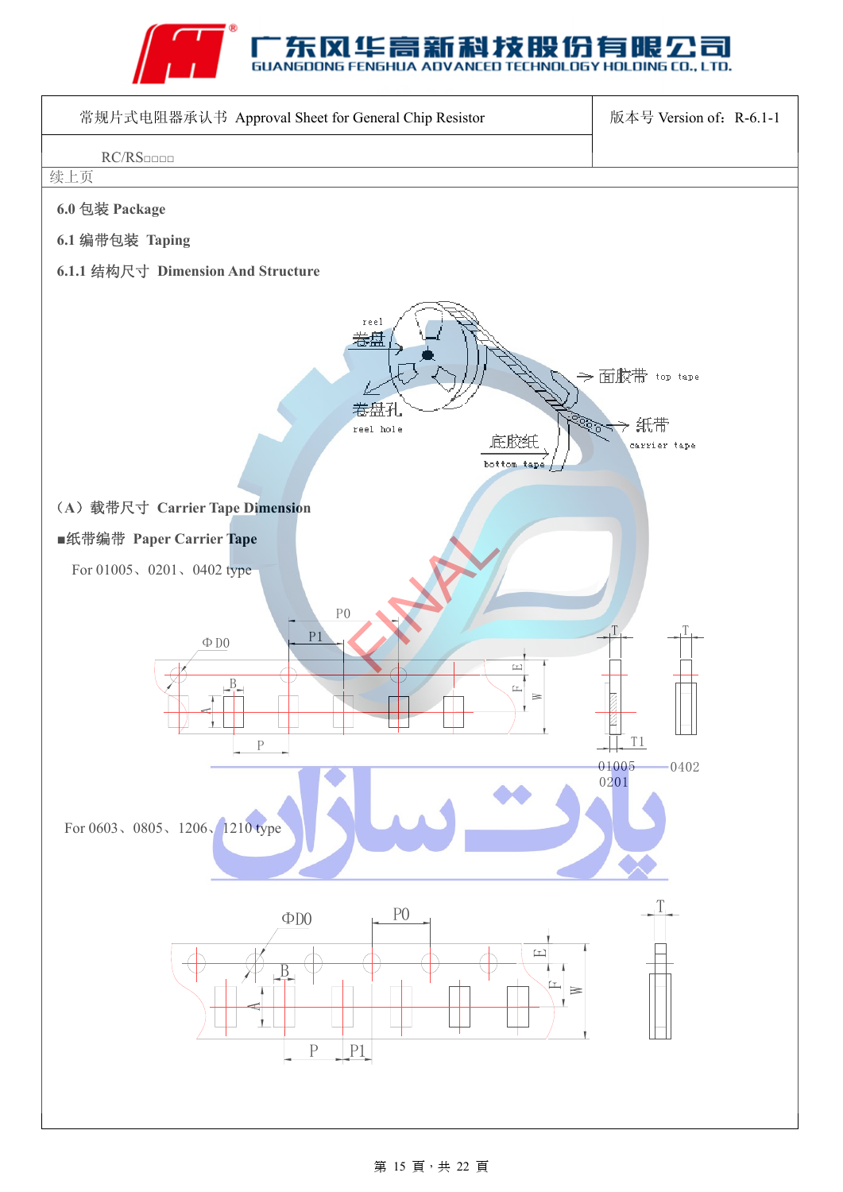常规片式电阻器承认书 Approval Sheet for General Chip Resistor

版本号 Version of：R-6.1-1

RC/RS□□□□

续上页

**6.0 包装 Package**

**6.1 编带包装 Taping**

**6.1.1 结构尺寸 Dimension And Structure**

reel 卷盘

reel hole 卷盘孔

top tape 面胶带

carrier tape 纸带

bottom tape 底胶纸

**（A）载带尺寸 Carrier Tape Dimension**

**■纸带编带 Paper Carrier Tape**

For 01005、0201、0402 type

P0 P1 ΦD0 B A P E F W T T1

01005 0201 0402

For 0603、0805、1206、1210 type

ΦD0 P0 B A P P1 E F W T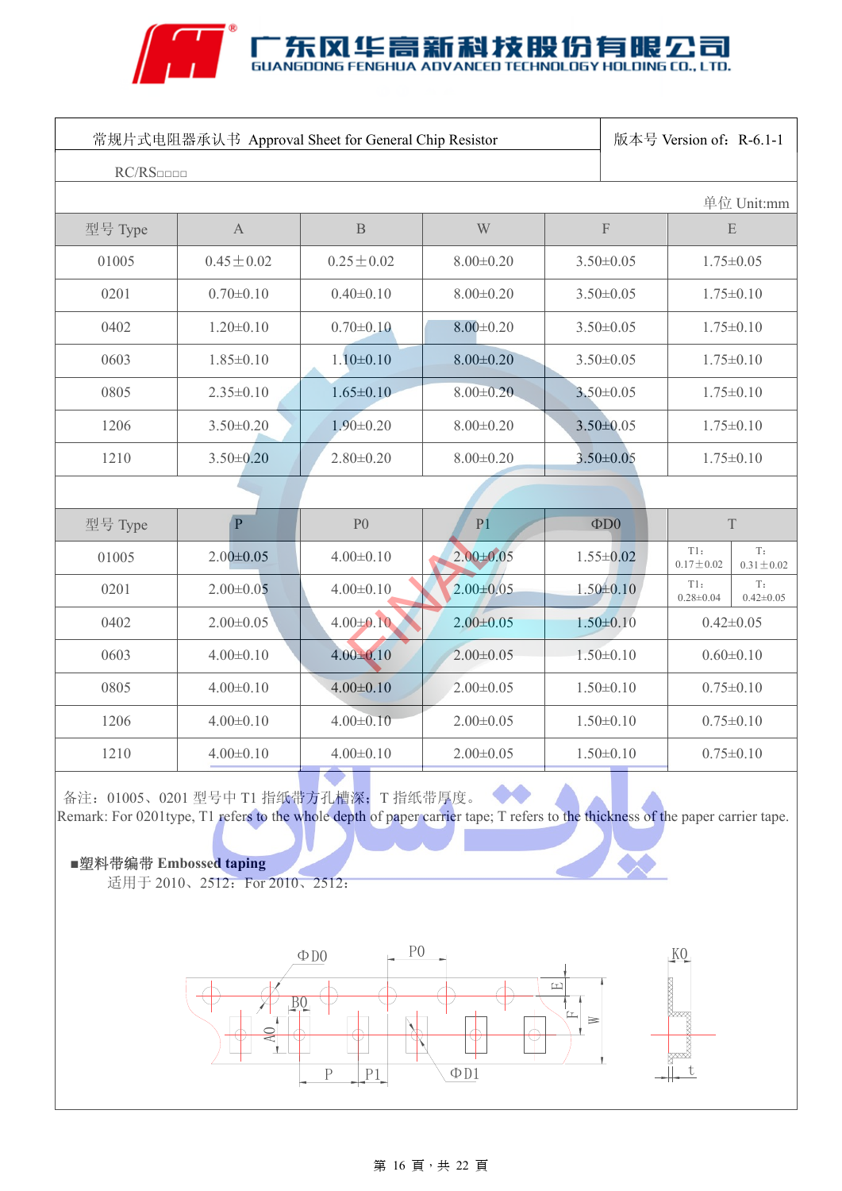# 广东风华高新科技股份有限公司
GUANGDONG FENGHUA ADVANCED TECHNOLOGY HOLDING CO., LTD.

| 常规片式电阻器承认书 Approval Sheet for General Chip Resistor | 版本号 Version of：R-6.1-1 |
|---|---|
| RC/RS□□□□ | |

单位 Unit:mm

| 型号 Type | A | B | W | F | E |
|---|---|---|---|---|---|
| 01005 | 0.45±0.02 | 0.25±0.02 | 8.00±0.20 | 3.50±0.05 | 1.75±0.05 |
| 0201 | 0.70±0.10 | 0.40±0.10 | 8.00±0.20 | 3.50±0.05 | 1.75±0.10 |
| 0402 | 1.20±0.10 | 0.70±0.10 | 8.00±0.20 | 3.50±0.05 | 1.75±0.10 |
| 0603 | 1.85±0.10 | 1.10±0.10 | 8.00±0.20 | 3.50±0.05 | 1.75±0.10 |
| 0805 | 2.35±0.10 | 1.65±0.10 | 8.00±0.20 | 3.50±0.05 | 1.75±0.10 |
| 1206 | 3.50±0.20 | 1.90±0.20 | 8.00±0.20 | 3.50±0.05 | 1.75±0.10 |
| 1210 | 3.50±0.20 | 2.80±0.20 | 8.00±0.20 | 3.50±0.05 | 1.75±0.10 |

| 型号 Type | P | P0 | P1 | ΦD0 | T | |
|---|---|---|---|---|---|---|
| 01005 | 2.00±0.05 | 4.00±0.10 | 2.00±0.05 | 1.55±0.02 | T1：0.17±0.02 | T：0.31±0.02 |
| 0201 | 2.00±0.05 | 4.00±0.10 | 2.00±0.05 | 1.50±0.10 | T1：0.28±0.04 | T：0.42±0.05 |
| 0402 | 2.00±0.05 | 4.00±0.10 | 2.00±0.05 | 1.50±0.10 | 0.42±0.05 | |
| 0603 | 4.00±0.10 | 4.00±0.10 | 2.00±0.05 | 1.50±0.10 | 0.60±0.10 | |
| 0805 | 4.00±0.10 | 4.00±0.10 | 2.00±0.05 | 1.50±0.10 | 0.75±0.10 | |
| 1206 | 4.00±0.10 | 4.00±0.10 | 2.00±0.05 | 1.50±0.10 | 0.75±0.10 | |
| 1210 | 4.00±0.10 | 4.00±0.10 | 2.00±0.05 | 1.50±0.10 | 0.75±0.10 | |

备注：01005、0201 型号中 T1 指纸带方孔槽深；T 指纸带厚度。
Remark: For 0201type, T1 refers to the whole depth of paper carrier tape; T refers to the thickness of the paper carrier tape.

■塑料带编带 **Embossed taping**

适用于 2010、2512：For 2010、2512：

ΦD0 P0 E F W B0 A0 P P1 ΦD1 K0 t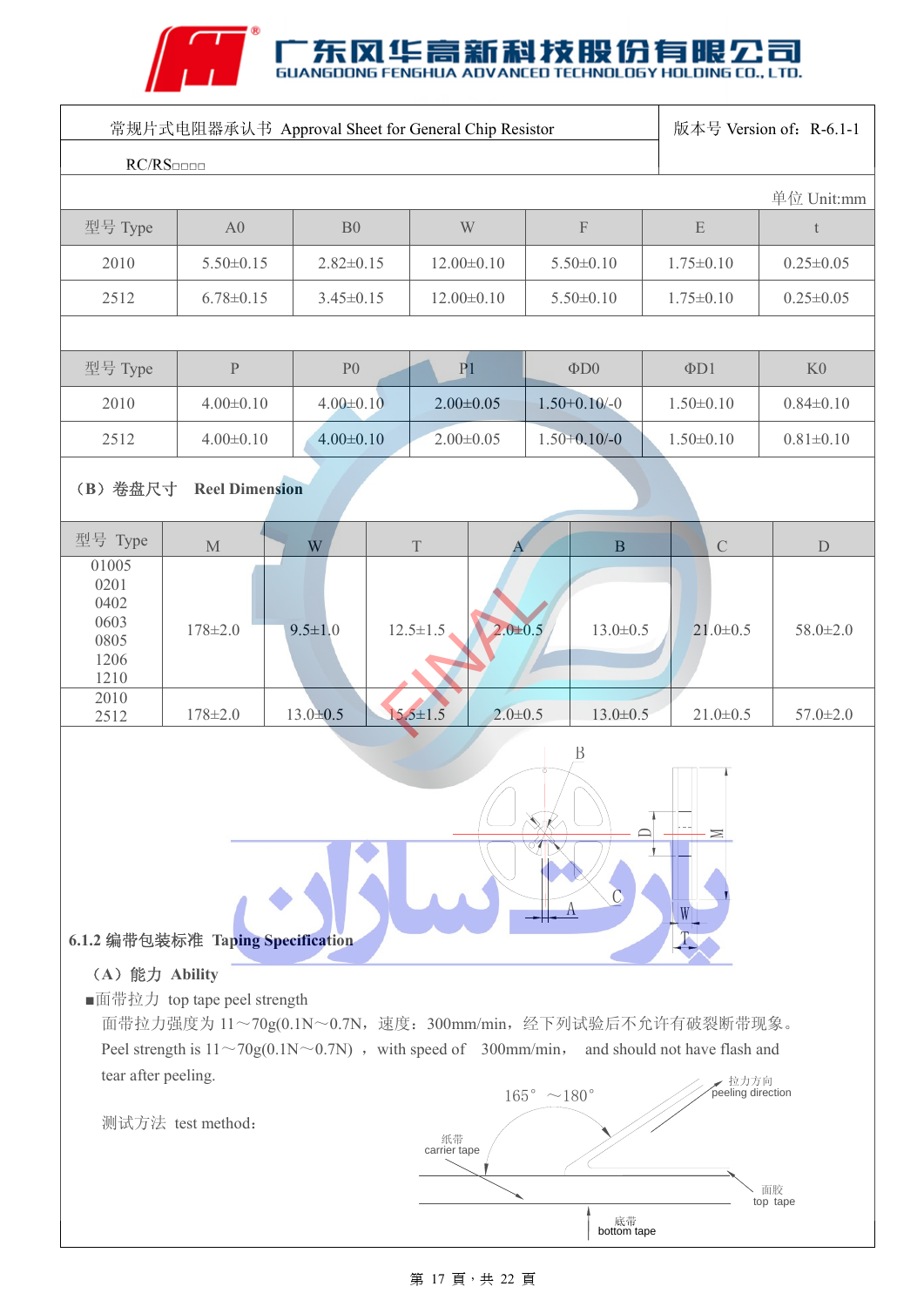常规片式电阻器承认书 Approval Sheet for General Chip Resistor

版本号 Version of：R-6.1-1

RC/RS□□□□

单位 Unit:mm

| 型号 Type | A0 | B0 | W | F | E | t |
|---|---|---|---|---|---|---|
| 2010 | 5.50±0.15 | 2.82±0.15 | 12.00±0.10 | 5.50±0.10 | 1.75±0.10 | 0.25±0.05 |
| 2512 | 6.78±0.15 | 3.45±0.15 | 12.00±0.10 | 5.50±0.10 | 1.75±0.10 | 0.25±0.05 |

| 型号 Type | P | P0 | P1 | ΦD0 | ΦD1 | K0 |
|---|---|---|---|---|---|---|
| 2010 | 4.00±0.10 | 4.00±0.10 | 2.00±0.05 | 1.50+0.10/-0 | 1.50±0.10 | 0.84±0.10 |
| 2512 | 4.00±0.10 | 4.00±0.10 | 2.00±0.05 | 1.50+0.10/-0 | 1.50±0.10 | 0.81±0.10 |

（B）卷盘尺寸 **Reel Dimension**

| 型号 Type | M | W | T | A | B | C | D |
|---|---|---|---|---|---|---|---|
| 01005<br>0201<br>0402<br>0603<br>0805<br>1206<br>1210 | 178±2.0 | 9.5±1.0 | 12.5±1.5 | 2.0±0.5 | 13.0±0.5 | 21.0±0.5 | 58.0±2.0 |
| 2010<br>2512 | 178±2.0 | 13.0±0.5 | 15.5±1.5 | 2.0±0.5 | 13.0±0.5 | 21.0±0.5 | 57.0±2.0 |

**6.1.2 编带包装标准 Taping Specification**

**（A）能力 Ability**

■面带拉力 top tape peel strength

面带拉力强度为 11～70g(0.1N～0.7N，速度：300mm/min，经下列试验后不允许有破裂断带现象。

Peel strength is 11～70g(0.1N～0.7N) ，with speed of 300mm/min， and should not have flash and tear after peeling.

测试方法 test method：

165° ～180°

拉力方向 peeling direction

纸带 carrier tape

面胶 top tape

底带 bottom tape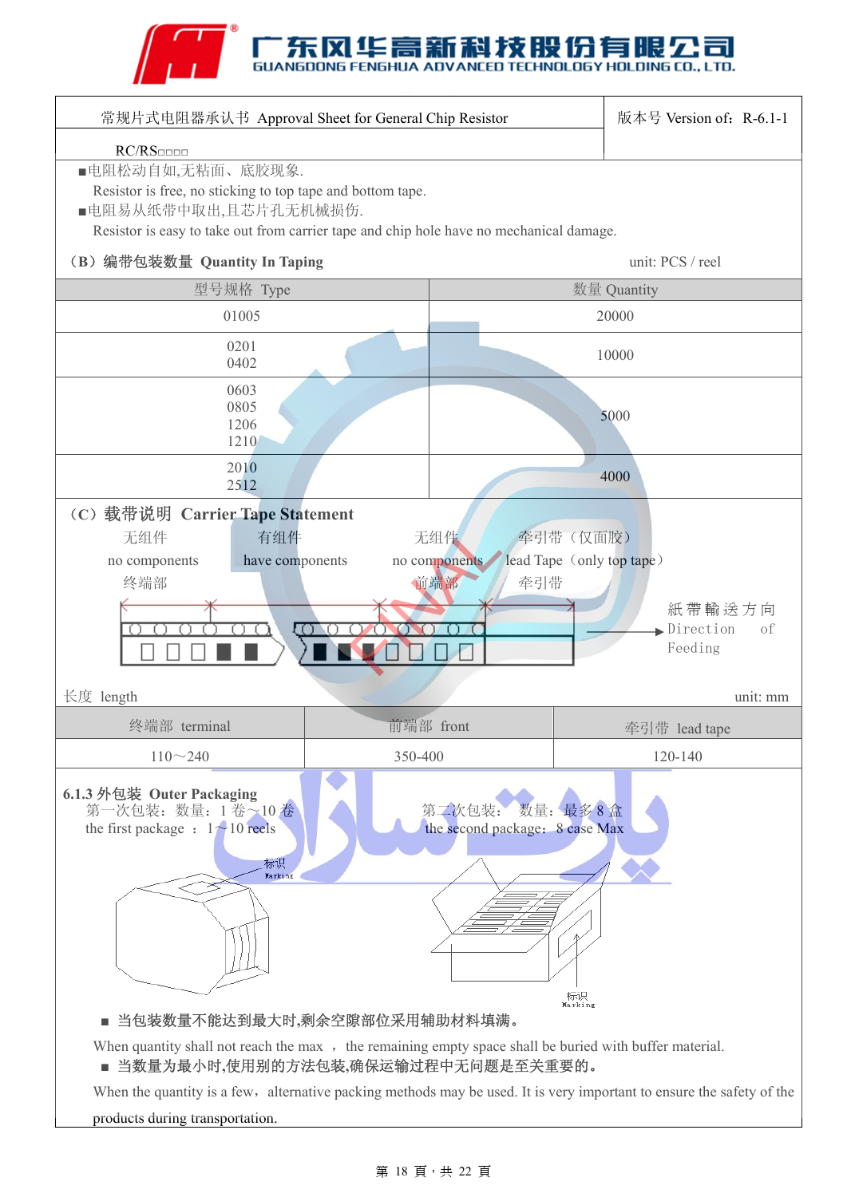常规片式电阻器承认书 Approval Sheet for General Chip Resistor | 版本号 Version of：R-6.1-1

RC/RS□□□□

■电阻松动自如,无粘面、底胶现象.
Resistor is free, no sticking to top tape and bottom tape.
■电阻易从纸带中取出,且芯片孔无机械损伤.
Resistor is easy to take out from carrier tape and chip hole have no mechanical damage.

**（B）编带包装数量 Quantity In Taping** unit: PCS / reel

| 型号规格 Type | 数量 Quantity |
|---|---|
| 01005 | 20000 |
| 0201<br>0402 | 10000 |
| 0603<br>0805<br>1206<br>1210 | 5000 |
| 2010<br>2512 | 4000 |

**（C）载带说明 Carrier Tape Statement**

无组件 no components 终端部 | 有组件 have components | 无组件 no components 前端部 | 牵引带（仅面胶）lead Tape（only top tape）牵引带

紙帶輸送方向 Direction of Feeding

长度 length unit: mm

| 终端部 terminal | 前端部 front | 牵引带 lead tape |
|---|---|---|
| 110～240 | 350-400 | 120-140 |

**6.1.3 外包装 Outer Packaging**

第一次包装：数量：1 卷～10 卷
the first package ：1～10 reels

第二次包装：数量：最多 8 盒
the second package：8 case Max

标识 Marking

标识 Marking

■ 当包装数量不能达到最大时,剩余空隙部位采用辅助材料填满。
When quantity shall not reach the max ， the remaining empty space shall be buried with buffer material.
■ 当数量为最小时,使用别的方法包装,确保运输过程中无问题是至关重要的。
When the quantity is a few，alternative packing methods may be used. It is very important to ensure the safety of the products during transportation.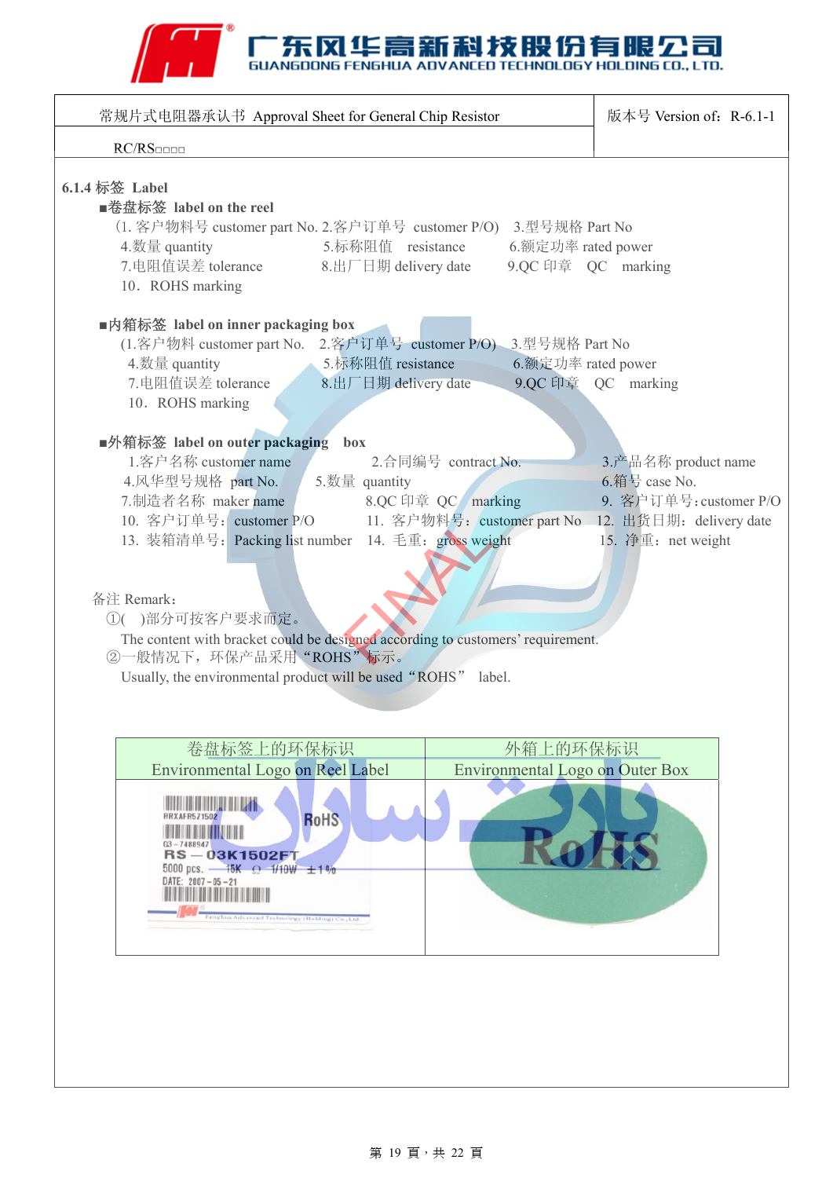# 广东风华高新科技股份有限公司
GUANGDONG FENGHUA ADVANCED TECHNOLOGY HOLDING CO., LTD.

| 常规片式电阻器承认书 Approval Sheet for General Chip Resistor | 版本号 Version of：R-6.1-1 |
|---|---|
| RC/RS□□□□ | |

### 6.1.4 标签 Label

■**卷盘标签 label on the reel**

(1. 客户物料号 customer part No. 2.客户订单号 customer P/O) 3.型号规格 Part No
4.数量 quantity 5.标称阻值 resistance 6.额定功率 rated power
7.电阻值误差 tolerance 8.出厂日期 delivery date 9.QC 印章 QC marking
10．ROHS marking

■**内箱标签 label on inner packaging box**

(1.客户物料 customer part No. 2.客户订单号 customer P/O) 3.型号规格 Part No
4.数量 quantity 5.标称阻值 resistance 6.额定功率 rated power
7.电阻值误差 tolerance 8.出厂日期 delivery date 9.QC 印章 QC marking
10．ROHS marking

■**外箱标签 label on outer packaging box**

1.客户名称 customer name 2.合同编号 contract No. 3.产品名称 product name
4.风华型号规格 part No. 5.数量 quantity 6.箱号 case No.
7.制造者名称 maker name 8.QC 印章 QC marking 9. 客户订单号：customer P/O
10. 客户订单号：customer P/O 11. 客户物料号：customer part No 12. 出货日期：delivery date
13. 装箱清单号：Packing list number 14. 毛重：gross weight 15. 净重：net weight

备注 Remark：

①( )部分可按客户要求而定。
The content with bracket could be designed according to customers' requirement.

②一般情况下，环保产品采用“ROHS”标示。
Usually, the environmental product will be used“ROHS” label.

| 卷盘标签上的环保标识<br>Environmental Logo on Reel Label | 外箱上的环保标识<br>Environmental Logo on Outer Box |
|---|---|
| RRXAFR521502<br>03－7488947<br>RS－03K1502FT<br>5000 pcs. 15K Ω 1/10W ±1%<br>DATE: 2007－05－21<br>RoHS | RoHS |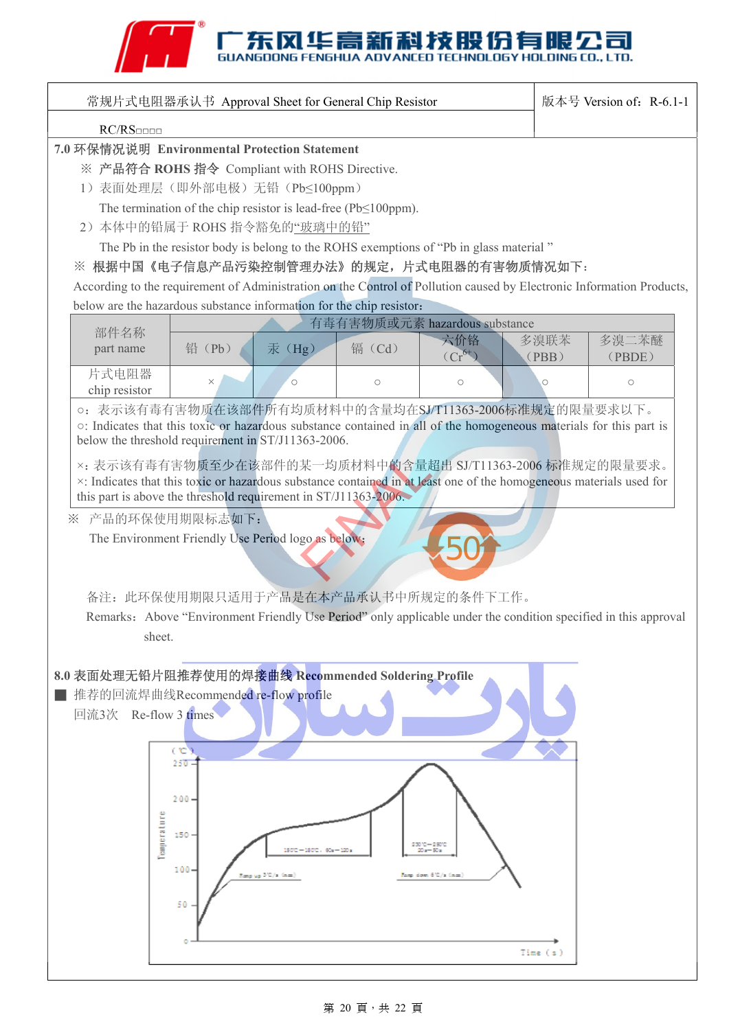广东风华高新科技股份有限公司
GUANGDONG FENGHUA ADVANCED TECHNOLOGY HOLDING CO., LTD.

| 常规片式电阻器承认书 Approval Sheet for General Chip Resistor | 版本号 Version of：R-6.1-1 |
|---|---|
| RC/RS□□□□ | |

## 7.0 环保情况说明 Environmental Protection Statement

※ 产品符合 ROHS 指令 Compliant with ROHS Directive.

1）表面处理层（即外部电极）无铅（Pb≤100ppm）

The termination of the chip resistor is lead-free (Pb≤100ppm).

2）本体中的铅属于 ROHS 指令豁免的"玻璃中的铅"

The Pb in the resistor body is belong to the ROHS exemptions of "Pb in glass material "

※ 根据中国《电子信息产品污染控制管理办法》的规定，片式电阻器的有害物质情况如下：

According to the requirement of Administration on the Control of Pollution caused by Electronic Information Products, below are the hazardous substance information for the chip resistor：

| 部件名称 part name | 有毒有害物质或元素 hazardous substance | | | | | |
|---|---|---|---|---|---|---|
| | 铅（Pb） | 汞（Hg） | 镉（Cd） | 六价铬（$Cr^{6+}$） | 多溴联苯（PBB） | 多溴二苯醚（PBDE） |
| 片式电阻器 chip resistor | × | ○ | ○ | ○ | ○ | ○ |

○：表示该有毒有害物质在该部件所有均质材料中的含量均在SJ/T11363-2006标准规定的限量要求以下。
○: Indicates that this toxic or hazardous substance contained in all of the homogeneous materials for this part is below the threshold requirement in ST/J11363-2006.

×：表示该有毒有害物质至少在该部件的某一均质材料中的含量超出 SJ/T11363-2006 标准规定的限量要求。
×: Indicates that this toxic or hazardous substance contained in at least one of the homogeneous materials used for this part is above the threshold requirement in ST/J11363-2006.

※ 产品的环保使用期限标志如下：

The Environment Friendly Use Period logo as below：

50

备注：此环保使用期限只适用于产品是在本产品承认书中所规定的条件下工作。

Remarks：Above "Environment Friendly Use Period" only applicable under the condition specified in this approval sheet.

## 8.0 表面处理无铅片阻推荐使用的焊接曲线 Recommended Soldering Profile

■ 推荐的回流焊曲线Recommended re-flow profile

回流3次　Re-flow 3 times

(℃) 250, 200, 150, 100, 50, 0 — Temperature; Time (s)

150℃~180℃, 60s~120s

230℃~250℃ 20s~30s

Ramp up 3℃/s (max)

Ramp down 6℃/s (max)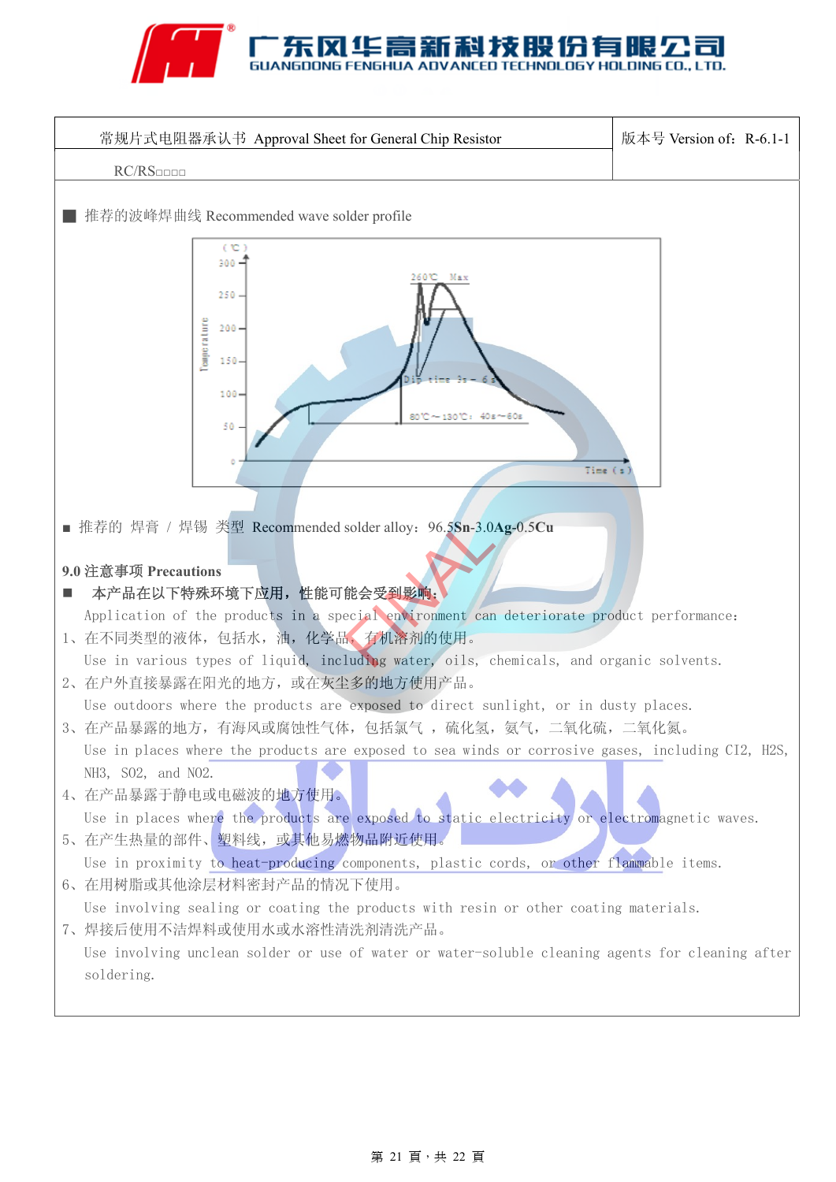| 常规片式电阻器承认书 Approval Sheet for General Chip Resistor | 版本号 Version of：R-6.1-1 |
|---|---|
| RC/RS□□□□ | |

■ 推荐的波峰焊曲线 Recommended wave solder profile

■ 推荐的 焊膏 / 焊锡 类型 Recommended solder alloy：96.5**Sn**-3.0**Ag**-0.5**Cu**

**9.0 注意事项 Precautions**

■ **本产品在以下特殊环境下应用，性能可能会受到影响：**

Application of the products in a special environment can deteriorate product performance：

1、在不同类型的液体，包括水，油，化学品，有机溶剂的使用。
Use in various types of liquid, including water, oils, chemicals, and organic solvents.

2、在户外直接暴露在阳光的地方，或在灰尘多的地方使用产品。
Use outdoors where the products are exposed to direct sunlight, or in dusty places.

3、在产品暴露的地方，有海风或腐蚀性气体，包括氯气 ，硫化氢，氨气，二氧化硫，二氧化氮。
Use in places where the products are exposed to sea winds or corrosive gases, including Cl2, H2S, NH3, SO2, and NO2.

4、在产品暴露于静电或电磁波的地方使用。
Use in places where the products are exposed to static electricity or electromagnetic waves.

5、在产生热量的部件、塑料线，或其他易燃物品附近使用。
Use in proximity to heat-producing components, plastic cords, or other flammable items.

6、在用树脂或其他涂层材料密封产品的情况下使用。
Use involving sealing or coating the products with resin or other coating materials.

7、焊接后使用不洁焊料或使用水或水溶性清洗剂清洗产品。
Use involving unclean solder or use of water or water-soluble cleaning agents for cleaning after soldering.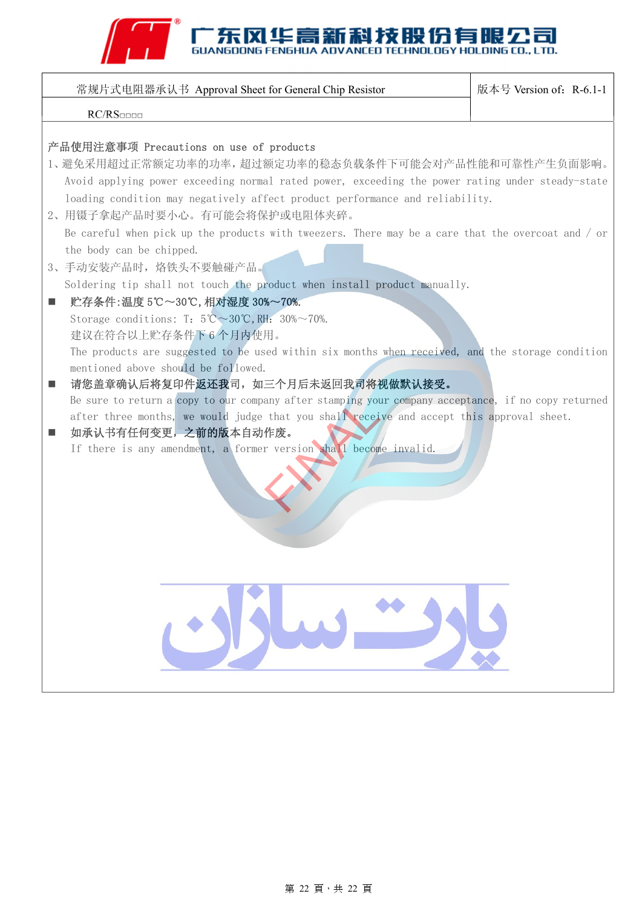| 常规片式电阻器承认书 Approval Sheet for General Chip Resistor | 版本号 Version of：R-6.1-1 |
| --- | --- |
| RC/RS□□□□ | |

产品使用注意事项 Precautions on use of products

1、避免采用超过正常额定功率的功率，超过额定功率的稳态负载条件下可能会对产品性能和可靠性产生负面影响。
Avoid applying power exceeding normal rated power, exceeding the power rating under steady-state loading condition may negatively affect product performance and reliability.

2、用镊子拿起产品时要小心。有可能会将保护或电阻体夹碎。
Be careful when pick up the products with tweezers. There may be a care that the overcoat and / or the body can be chipped.

3、手动安装产品时，烙铁头不要触碰产品。
Soldering tip shall not touch the product when install product manually.

- **贮存条件:温度 5℃～30℃,相对湿度 30%～70%.**
  Storage conditions: T: 5℃～30℃,RH: 30%～70%.
  建议在符合以上贮存条件下 6 个月内使用。
  The products are suggested to be used within six months when received, and the storage condition mentioned above should be followed.
- **请您盖章确认后将复印件返还我司，如三个月后未返回我司将视做默认接受。**
  Be sure to return a copy to our company after stamping your company acceptance, if no copy returned after three months, we would judge that you shall receive and accept this approval sheet.
- **如承认书有任何变更，之前的版本自动作废。**
  If there is any amendment, a former version shall become invalid.